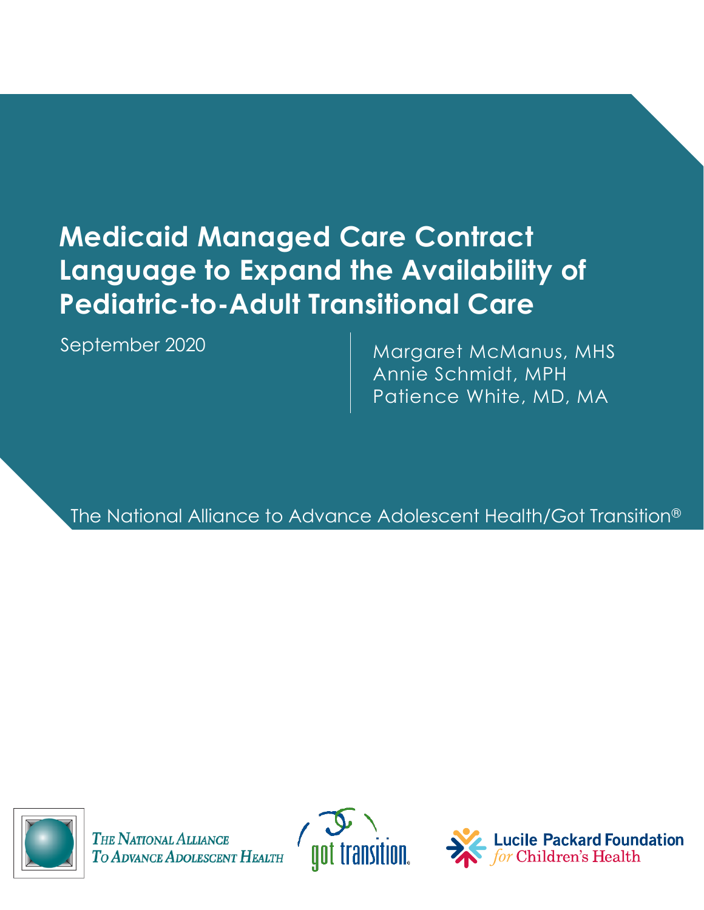# Medicaid Managed Care Contract Language to Expand the Availability of Pediatric-to-Adult Transitional Care

September 2020

Margaret McManus, MHS
Annie Schmidt, MPH
Patience White, MD, MA

The National Alliance to Advance Adolescent Health/Got Transition®

The National Alliance To Advance Adolescent Health

got transition

Lucile Packard Foundation for Children's Health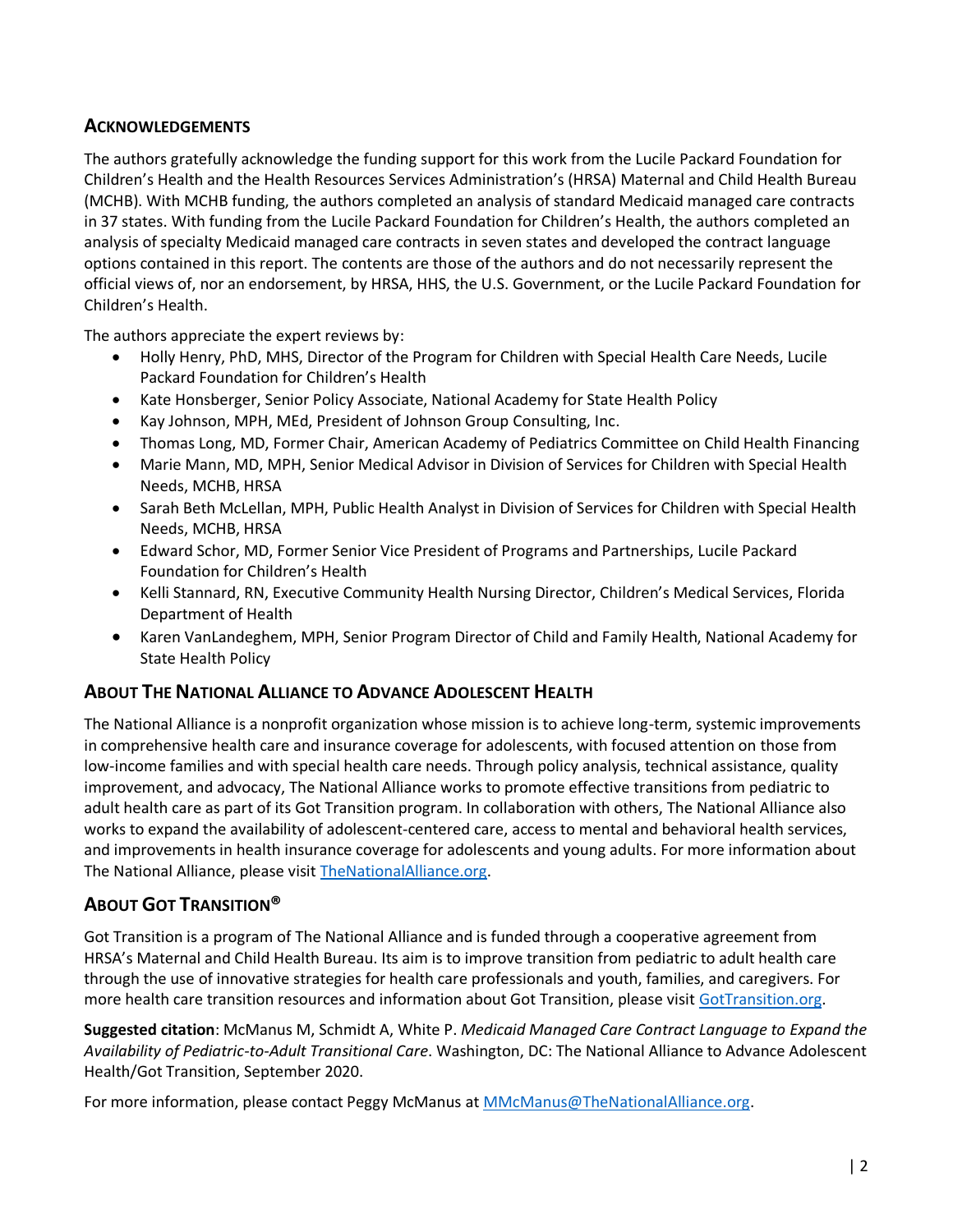## ACKNOWLEDGEMENTS

The authors gratefully acknowledge the funding support for this work from the Lucile Packard Foundation for Children's Health and the Health Resources Services Administration's (HRSA) Maternal and Child Health Bureau (MCHB). With MCHB funding, the authors completed an analysis of standard Medicaid managed care contracts in 37 states. With funding from the Lucile Packard Foundation for Children's Health, the authors completed an analysis of specialty Medicaid managed care contracts in seven states and developed the contract language options contained in this report. The contents are those of the authors and do not necessarily represent the official views of, nor an endorsement, by HRSA, HHS, the U.S. Government, or the Lucile Packard Foundation for Children's Health.

The authors appreciate the expert reviews by:

- Holly Henry, PhD, MHS, Director of the Program for Children with Special Health Care Needs, Lucile Packard Foundation for Children's Health
- Kate Honsberger, Senior Policy Associate, National Academy for State Health Policy
- Kay Johnson, MPH, MEd, President of Johnson Group Consulting, Inc.
- Thomas Long, MD, Former Chair, American Academy of Pediatrics Committee on Child Health Financing
- Marie Mann, MD, MPH, Senior Medical Advisor in Division of Services for Children with Special Health Needs, MCHB, HRSA
- Sarah Beth McLellan, MPH, Public Health Analyst in Division of Services for Children with Special Health Needs, MCHB, HRSA
- Edward Schor, MD, Former Senior Vice President of Programs and Partnerships, Lucile Packard Foundation for Children's Health
- Kelli Stannard, RN, Executive Community Health Nursing Director, Children's Medical Services, Florida Department of Health
- Karen VanLandeghem, MPH, Senior Program Director of Child and Family Health, National Academy for State Health Policy

## ABOUT THE NATIONAL ALLIANCE TO ADVANCE ADOLESCENT HEALTH

The National Alliance is a nonprofit organization whose mission is to achieve long-term, systemic improvements in comprehensive health care and insurance coverage for adolescents, with focused attention on those from low-income families and with special health care needs. Through policy analysis, technical assistance, quality improvement, and advocacy, The National Alliance works to promote effective transitions from pediatric to adult health care as part of its Got Transition program. In collaboration with others, The National Alliance also works to expand the availability of adolescent-centered care, access to mental and behavioral health services, and improvements in health insurance coverage for adolescents and young adults. For more information about The National Alliance, please visit TheNationalAlliance.org.

## ABOUT GOT TRANSITION®

Got Transition is a program of The National Alliance and is funded through a cooperative agreement from HRSA's Maternal and Child Health Bureau. Its aim is to improve transition from pediatric to adult health care through the use of innovative strategies for health care professionals and youth, families, and caregivers. For more health care transition resources and information about Got Transition, please visit GotTransition.org.

**Suggested citation**: McManus M, Schmidt A, White P. *Medicaid Managed Care Contract Language to Expand the Availability of Pediatric-to-Adult Transitional Care*. Washington, DC: The National Alliance to Advance Adolescent Health/Got Transition, September 2020.

For more information, please contact Peggy McManus at MMcManus@TheNationalAlliance.org.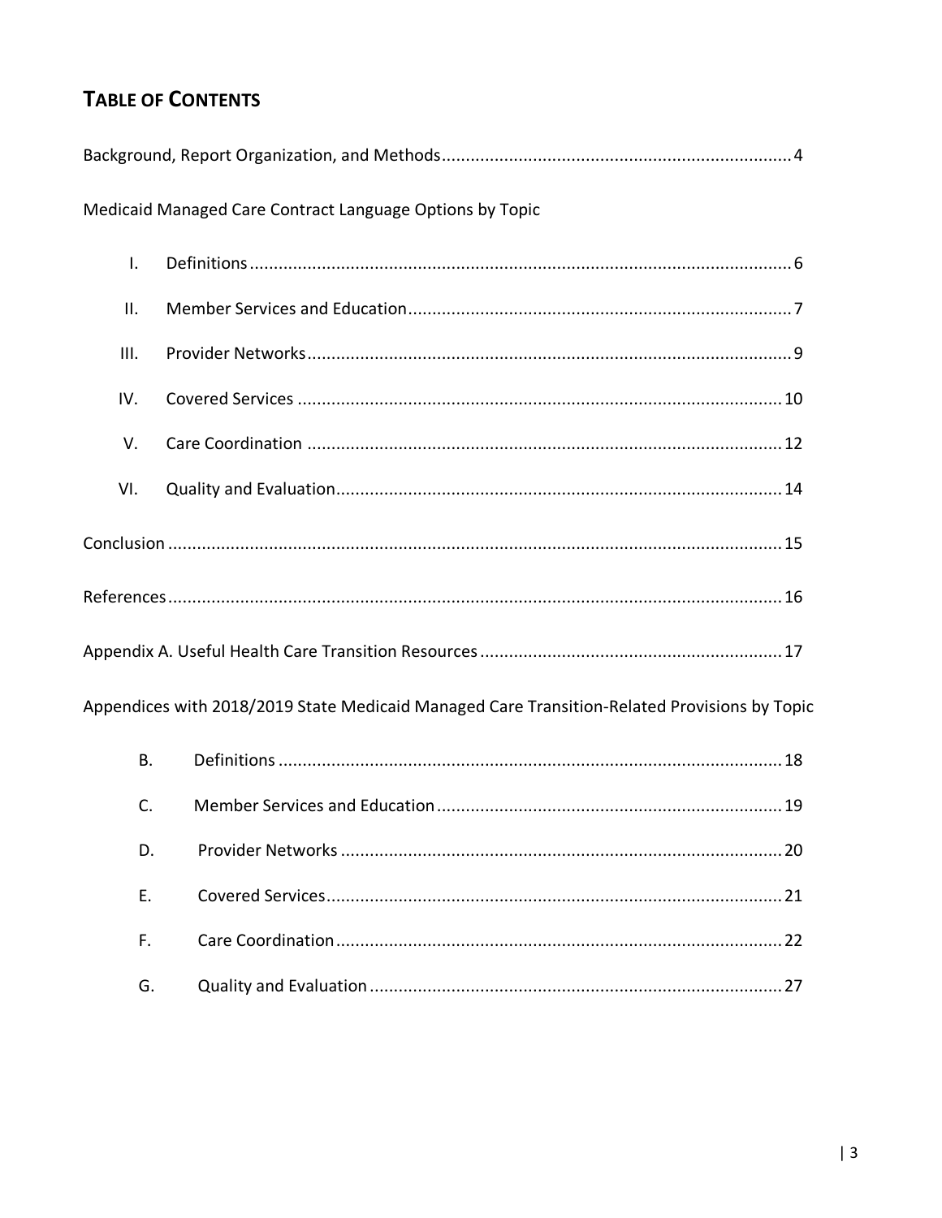# TABLE OF CONTENTS

Background, Report Organization, and Methods ........ 4

Medicaid Managed Care Contract Language Options by Topic

- I. Definitions ........ 6
- II. Member Services and Education ........ 7
- III. Provider Networks ........ 9
- IV. Covered Services ........ 10
- V. Care Coordination ........ 12
- VI. Quality and Evaluation ........ 14

Conclusion ........ 15

References ........ 16

Appendix A. Useful Health Care Transition Resources ........ 17

Appendices with 2018/2019 State Medicaid Managed Care Transition-Related Provisions by Topic

- B. Definitions ........ 18
- C. Member Services and Education ........ 19
- D. Provider Networks ........ 20
- E. Covered Services ........ 21
- F. Care Coordination ........ 22
- G. Quality and Evaluation ........ 27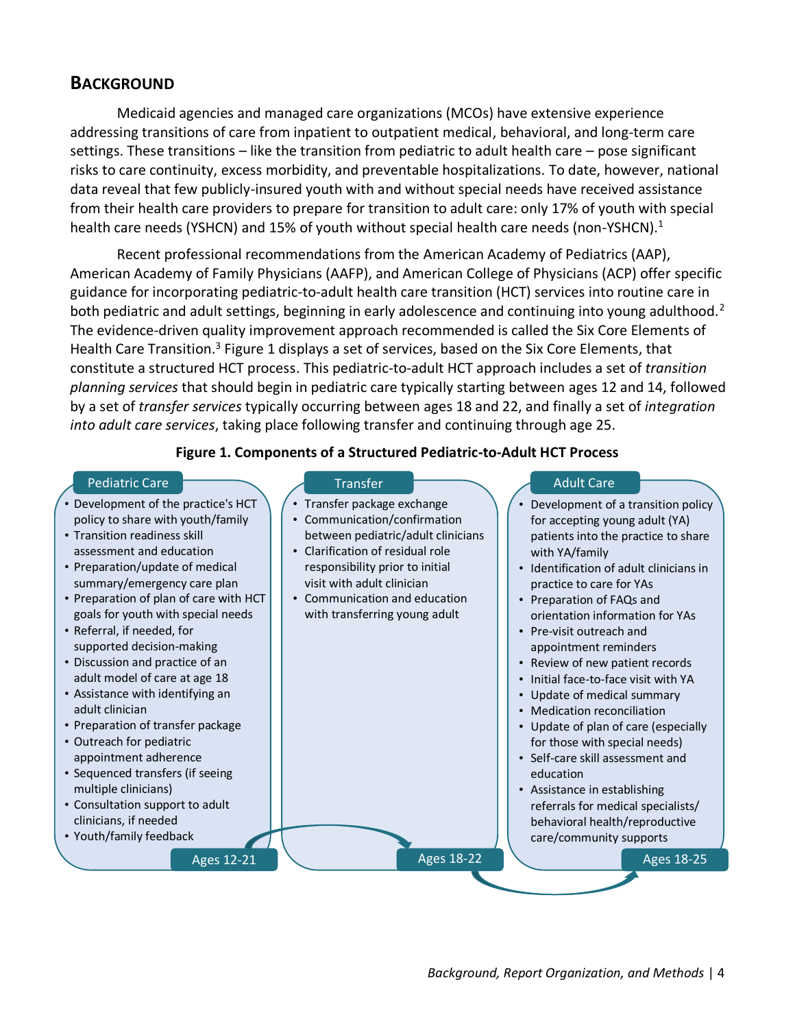## Background

Medicaid agencies and managed care organizations (MCOs) have extensive experience addressing transitions of care from inpatient to outpatient medical, behavioral, and long-term care settings. These transitions – like the transition from pediatric to adult health care – pose significant risks to care continuity, excess morbidity, and preventable hospitalizations. To date, however, national data reveal that few publicly-insured youth with and without special needs have received assistance from their health care providers to prepare for transition to adult care: only 17% of youth with special health care needs (YSHCN) and 15% of youth without special health care needs (non-YSHCN).[1]

Recent professional recommendations from the American Academy of Pediatrics (AAP), American Academy of Family Physicians (AAFP), and American College of Physicians (ACP) offer specific guidance for incorporating pediatric-to-adult health care transition (HCT) services into routine care in both pediatric and adult settings, beginning in early adolescence and continuing into young adulthood.[2] The evidence-driven quality improvement approach recommended is called the Six Core Elements of Health Care Transition.[3] Figure 1 displays a set of services, based on the Six Core Elements, that constitute a structured HCT process. This pediatric-to-adult HCT approach includes a set of *transition planning services* that should begin in pediatric care typically starting between ages 12 and 14, followed by a set of *transfer services* typically occurring between ages 18 and 22, and finally a set of *integration into adult care services*, taking place following transfer and continuing through age 25.

**Figure 1. Components of a Structured Pediatric-to-Adult HCT Process**

**Pediatric Care** (Ages 12-21)
- Development of the practice's HCT policy to share with youth/family
- Transition readiness skill assessment and education
- Preparation/update of medical summary/emergency care plan
- Preparation of plan of care with HCT goals for youth with special needs
- Referral, if needed, for supported decision-making
- Discussion and practice of an adult model of care at age 18
- Assistance with identifying an adult clinician
- Preparation of transfer package
- Outreach for pediatric appointment adherence
- Sequenced transfers (if seeing multiple clinicians)
- Consultation support to adult clinicians, if needed
- Youth/family feedback

**Transfer** (Ages 18-22)
- Transfer package exchange
- Communication/confirmation between pediatric/adult clinicians
- Clarification of residual role responsibility prior to initial visit with adult clinician
- Communication and education with transferring young adult

**Adult Care** (Ages 18-25)
- Development of a transition policy for accepting young adult (YA) patients into the practice to share with YA/family
- Identification of adult clinicians in practice to care for YAs
- Preparation of FAQs and orientation information for YAs
- Pre-visit outreach and appointment reminders
- Review of new patient records
- Initial face-to-face visit with YA
- Update of medical summary
- Medication reconciliation
- Update of plan of care (especially for those with special needs)
- Self-care skill assessment and education
- Assistance in establishing referrals for medical specialists/ behavioral health/reproductive care/community supports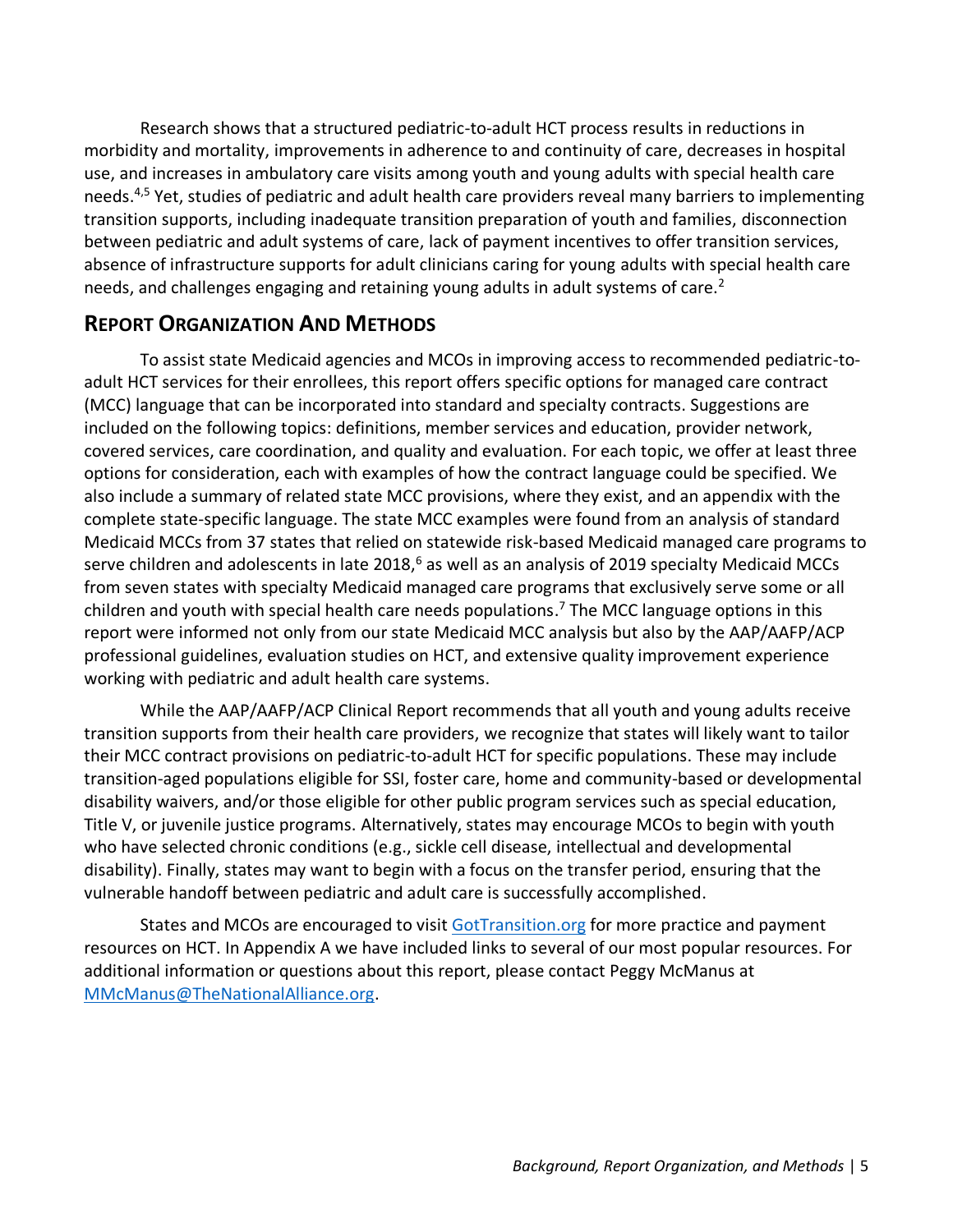Research shows that a structured pediatric-to-adult HCT process results in reductions in morbidity and mortality, improvements in adherence to and continuity of care, decreases in hospital use, and increases in ambulatory care visits among youth and young adults with special health care needs.[4,5] Yet, studies of pediatric and adult health care providers reveal many barriers to implementing transition supports, including inadequate transition preparation of youth and families, disconnection between pediatric and adult systems of care, lack of payment incentives to offer transition services, absence of infrastructure supports for adult clinicians caring for young adults with special health care needs, and challenges engaging and retaining young adults in adult systems of care.[2]

## Report Organization And Methods

To assist state Medicaid agencies and MCOs in improving access to recommended pediatric-to-adult HCT services for their enrollees, this report offers specific options for managed care contract (MCC) language that can be incorporated into standard and specialty contracts. Suggestions are included on the following topics: definitions, member services and education, provider network, covered services, care coordination, and quality and evaluation. For each topic, we offer at least three options for consideration, each with examples of how the contract language could be specified. We also include a summary of related state MCC provisions, where they exist, and an appendix with the complete state-specific language. The state MCC examples were found from an analysis of standard Medicaid MCCs from 37 states that relied on statewide risk-based Medicaid managed care programs to serve children and adolescents in late 2018,[6] as well as an analysis of 2019 specialty Medicaid MCCs from seven states with specialty Medicaid managed care programs that exclusively serve some or all children and youth with special health care needs populations.[7] The MCC language options in this report were informed not only from our state Medicaid MCC analysis but also by the AAP/AAFP/ACP professional guidelines, evaluation studies on HCT, and extensive quality improvement experience working with pediatric and adult health care systems.

While the AAP/AAFP/ACP Clinical Report recommends that all youth and young adults receive transition supports from their health care providers, we recognize that states will likely want to tailor their MCC contract provisions on pediatric-to-adult HCT for specific populations. These may include transition-aged populations eligible for SSI, foster care, home and community-based or developmental disability waivers, and/or those eligible for other public program services such as special education, Title V, or juvenile justice programs. Alternatively, states may encourage MCOs to begin with youth who have selected chronic conditions (e.g., sickle cell disease, intellectual and developmental disability). Finally, states may want to begin with a focus on the transfer period, ensuring that the vulnerable handoff between pediatric and adult care is successfully accomplished.

States and MCOs are encouraged to visit [GotTransition.org](GotTransition.org) for more practice and payment resources on HCT. In Appendix A we have included links to several of our most popular resources. For additional information or questions about this report, please contact Peggy McManus at [MMcManus@TheNationalAlliance.org](mailto:MMcManus@TheNationalAlliance.org).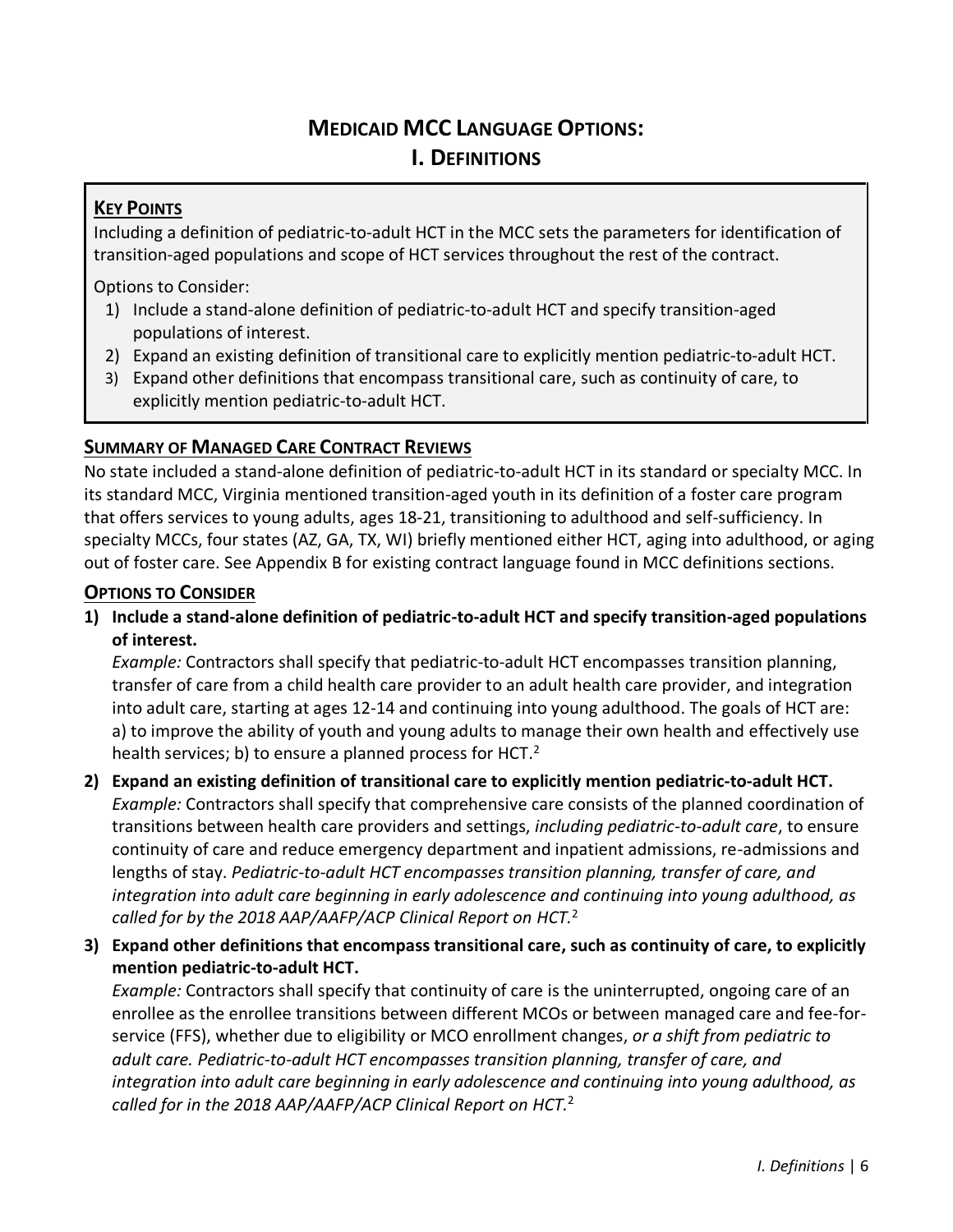# MEDICAID MCC LANGUAGE OPTIONS:
# I. DEFINITIONS

**KEY POINTS**

Including a definition of pediatric-to-adult HCT in the MCC sets the parameters for identification of transition-aged populations and scope of HCT services throughout the rest of the contract.

Options to Consider:

1) Include a stand-alone definition of pediatric-to-adult HCT and specify transition-aged populations of interest.
2) Expand an existing definition of transitional care to explicitly mention pediatric-to-adult HCT.
3) Expand other definitions that encompass transitional care, such as continuity of care, to explicitly mention pediatric-to-adult HCT.

## SUMMARY OF MANAGED CARE CONTRACT REVIEWS

No state included a stand-alone definition of pediatric-to-adult HCT in its standard or specialty MCC. In its standard MCC, Virginia mentioned transition-aged youth in its definition of a foster care program that offers services to young adults, ages 18-21, transitioning to adulthood and self-sufficiency. In specialty MCCs, four states (AZ, GA, TX, WI) briefly mentioned either HCT, aging into adulthood, or aging out of foster care. See Appendix B for existing contract language found in MCC definitions sections.

## OPTIONS TO CONSIDER

**1) Include a stand-alone definition of pediatric-to-adult HCT and specify transition-aged populations of interest.**

*Example:* Contractors shall specify that pediatric-to-adult HCT encompasses transition planning, transfer of care from a child health care provider to an adult health care provider, and integration into adult care, starting at ages 12-14 and continuing into young adulthood. The goals of HCT are: a) to improve the ability of youth and young adults to manage their own health and effectively use health services; b) to ensure a planned process for HCT.[2]

**2) Expand an existing definition of transitional care to explicitly mention pediatric-to-adult HCT.**

*Example:* Contractors shall specify that comprehensive care consists of the planned coordination of transitions between health care providers and settings, *including pediatric-to-adult care*, to ensure continuity of care and reduce emergency department and inpatient admissions, re-admissions and lengths of stay. *Pediatric-to-adult HCT encompasses transition planning, transfer of care, and integration into adult care beginning in early adolescence and continuing into young adulthood, as called for by the 2018 AAP/AAFP/ACP Clinical Report on HCT.*[2]

**3) Expand other definitions that encompass transitional care, such as continuity of care, to explicitly mention pediatric-to-adult HCT.**

*Example:* Contractors shall specify that continuity of care is the uninterrupted, ongoing care of an enrollee as the enrollee transitions between different MCOs or between managed care and fee-for-service (FFS), whether due to eligibility or MCO enrollment changes, *or a shift from pediatric to adult care. Pediatric-to-adult HCT encompasses transition planning, transfer of care, and integration into adult care beginning in early adolescence and continuing into young adulthood, as called for in the 2018 AAP/AAFP/ACP Clinical Report on HCT.*[2]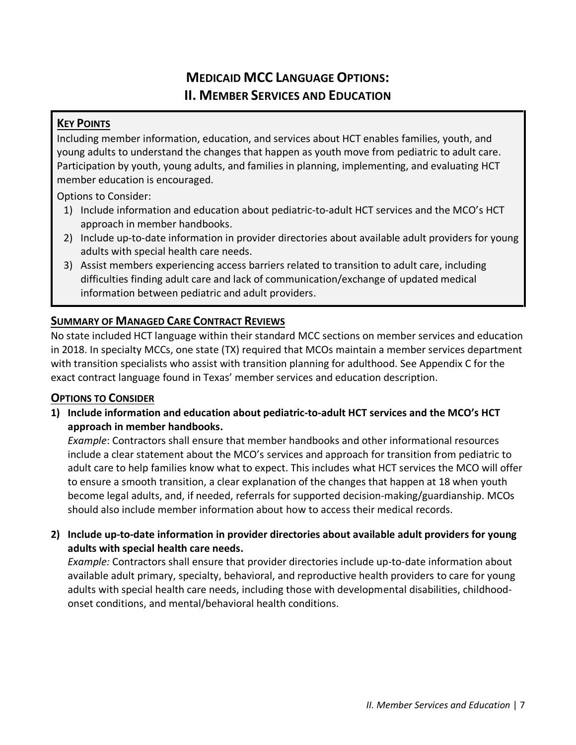# Medicaid MCC Language Options: II. Member Services and Education

**Key Points**

Including member information, education, and services about HCT enables families, youth, and young adults to understand the changes that happen as youth move from pediatric to adult care. Participation by youth, young adults, and families in planning, implementing, and evaluating HCT member education is encouraged.

Options to Consider:

1) Include information and education about pediatric-to-adult HCT services and the MCO's HCT approach in member handbooks.
2) Include up-to-date information in provider directories about available adult providers for young adults with special health care needs.
3) Assist members experiencing access barriers related to transition to adult care, including difficulties finding adult care and lack of communication/exchange of updated medical information between pediatric and adult providers.

## Summary of Managed Care Contract Reviews

No state included HCT language within their standard MCC sections on member services and education in 2018. In specialty MCCs, one state (TX) required that MCOs maintain a member services department with transition specialists who assist with transition planning for adulthood. See Appendix C for the exact contract language found in Texas' member services and education description.

## Options to Consider

**1) Include information and education about pediatric-to-adult HCT services and the MCO's HCT approach in member handbooks.**

*Example*: Contractors shall ensure that member handbooks and other informational resources include a clear statement about the MCO's services and approach for transition from pediatric to adult care to help families know what to expect. This includes what HCT services the MCO will offer to ensure a smooth transition, a clear explanation of the changes that happen at 18 when youth become legal adults, and, if needed, referrals for supported decision-making/guardianship. MCOs should also include member information about how to access their medical records.

**2) Include up-to-date information in provider directories about available adult providers for young adults with special health care needs.**

*Example:* Contractors shall ensure that provider directories include up-to-date information about available adult primary, specialty, behavioral, and reproductive health providers to care for young adults with special health care needs, including those with developmental disabilities, childhood-onset conditions, and mental/behavioral health conditions.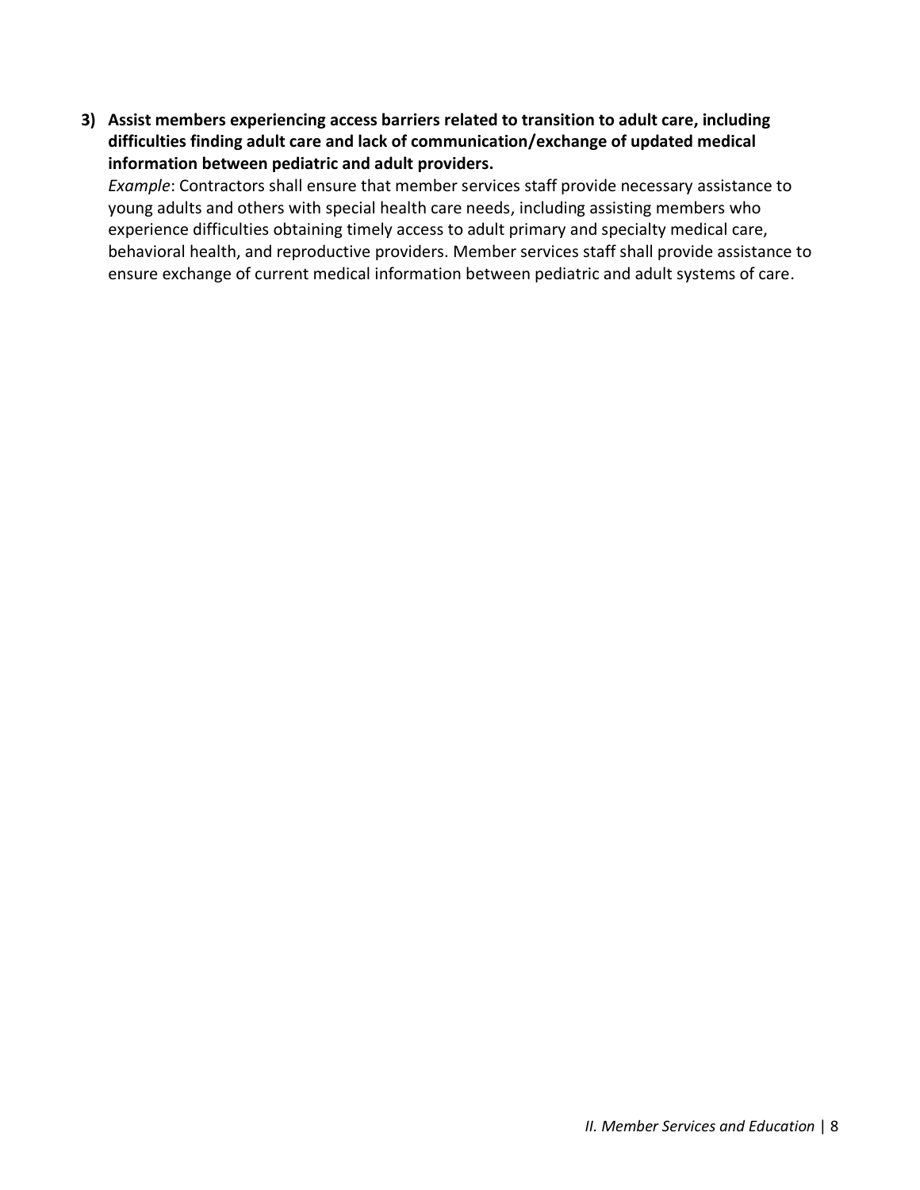**3) Assist members experiencing access barriers related to transition to adult care, including difficulties finding adult care and lack of communication/exchange of updated medical information between pediatric and adult providers.**

*Example*: Contractors shall ensure that member services staff provide necessary assistance to young adults and others with special health care needs, including assisting members who experience difficulties obtaining timely access to adult primary and specialty medical care, behavioral health, and reproductive providers. Member services staff shall provide assistance to ensure exchange of current medical information between pediatric and adult systems of care.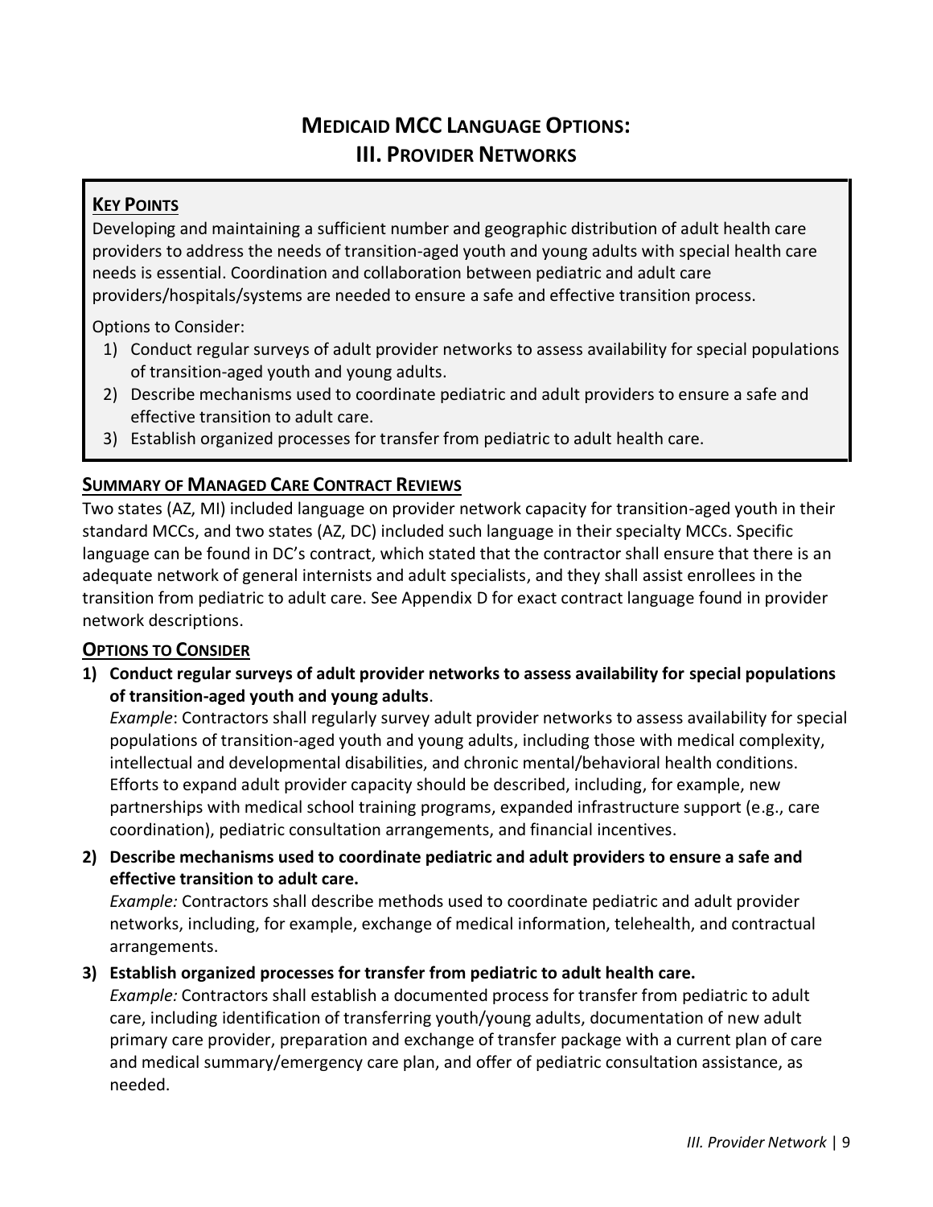# Medicaid MCC Language Options:
# III. Provider Networks

**Key Points**

Developing and maintaining a sufficient number and geographic distribution of adult health care providers to address the needs of transition-aged youth and young adults with special health care needs is essential. Coordination and collaboration between pediatric and adult care providers/hospitals/systems are needed to ensure a safe and effective transition process.

Options to Consider:

1) Conduct regular surveys of adult provider networks to assess availability for special populations of transition-aged youth and young adults.
2) Describe mechanisms used to coordinate pediatric and adult providers to ensure a safe and effective transition to adult care.
3) Establish organized processes for transfer from pediatric to adult health care.

## Summary of Managed Care Contract Reviews

Two states (AZ, MI) included language on provider network capacity for transition-aged youth in their standard MCCs, and two states (AZ, DC) included such language in their specialty MCCs. Specific language can be found in DC's contract, which stated that the contractor shall ensure that there is an adequate network of general internists and adult specialists, and they shall assist enrollees in the transition from pediatric to adult care. See Appendix D for exact contract language found in provider network descriptions.

## Options to Consider

1) **Conduct regular surveys of adult provider networks to assess availability for special populations of transition-aged youth and young adults**.
   *Example*: Contractors shall regularly survey adult provider networks to assess availability for special populations of transition-aged youth and young adults, including those with medical complexity, intellectual and developmental disabilities, and chronic mental/behavioral health conditions. Efforts to expand adult provider capacity should be described, including, for example, new partnerships with medical school training programs, expanded infrastructure support (e.g., care coordination), pediatric consultation arrangements, and financial incentives.

2) **Describe mechanisms used to coordinate pediatric and adult providers to ensure a safe and effective transition to adult care.**
   *Example:* Contractors shall describe methods used to coordinate pediatric and adult provider networks, including, for example, exchange of medical information, telehealth, and contractual arrangements.

3) **Establish organized processes for transfer from pediatric to adult health care.**
   *Example:* Contractors shall establish a documented process for transfer from pediatric to adult care, including identification of transferring youth/young adults, documentation of new adult primary care provider, preparation and exchange of transfer package with a current plan of care and medical summary/emergency care plan, and offer of pediatric consultation assistance, as needed.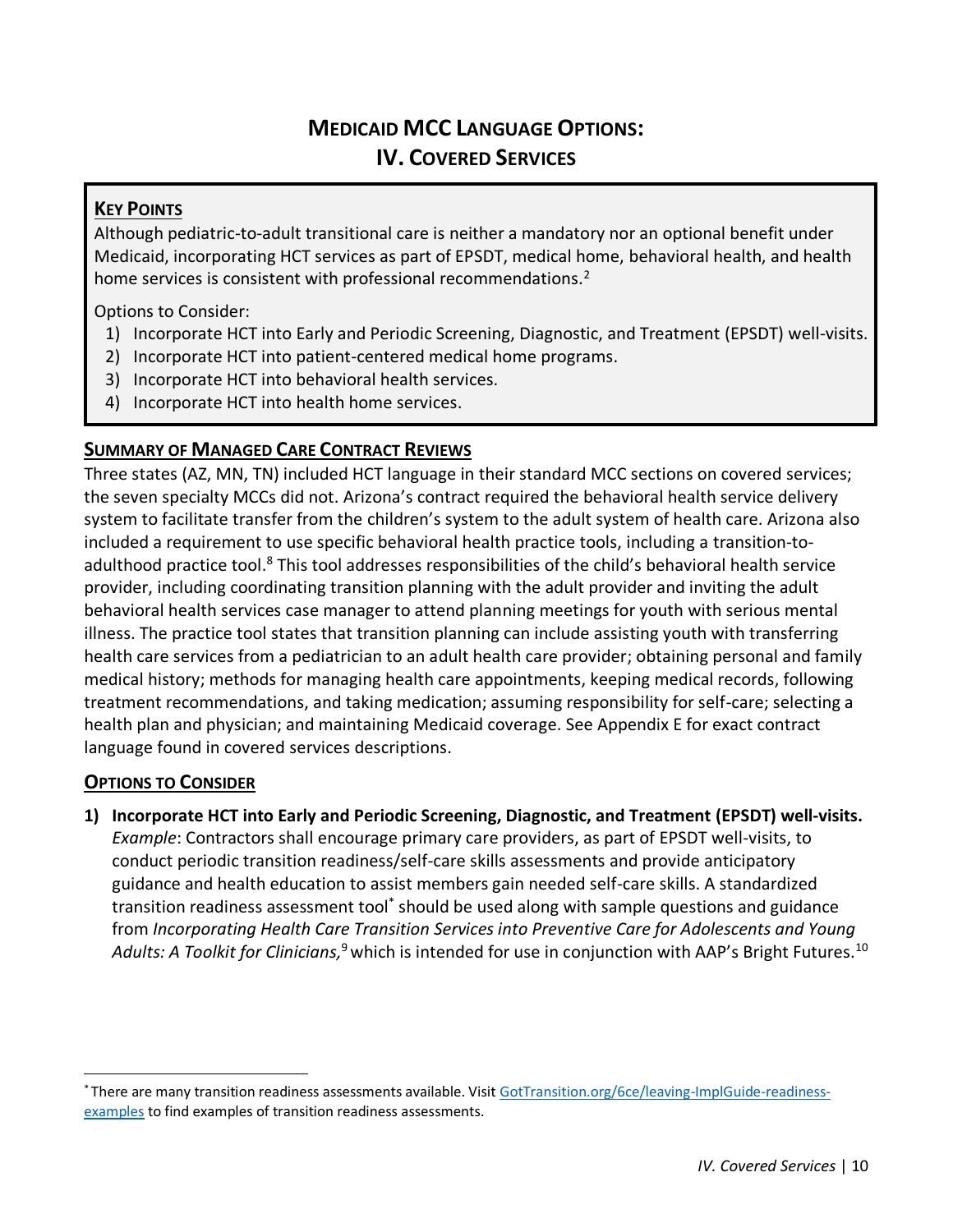# Medicaid MCC Language Options:
# IV. Covered Services

**Key Points**

Although pediatric-to-adult transitional care is neither a mandatory nor an optional benefit under Medicaid, incorporating HCT services as part of EPSDT, medical home, behavioral health, and health home services is consistent with professional recommendations.[2]

Options to Consider:

1) Incorporate HCT into Early and Periodic Screening, Diagnostic, and Treatment (EPSDT) well-visits.
2) Incorporate HCT into patient-centered medical home programs.
3) Incorporate HCT into behavioral health services.
4) Incorporate HCT into health home services.

## Summary of Managed Care Contract Reviews

Three states (AZ, MN, TN) included HCT language in their standard MCC sections on covered services; the seven specialty MCCs did not. Arizona's contract required the behavioral health service delivery system to facilitate transfer from the children's system to the adult system of health care. Arizona also included a requirement to use specific behavioral health practice tools, including a transition-to-adulthood practice tool.[8] This tool addresses responsibilities of the child's behavioral health service provider, including coordinating transition planning with the adult provider and inviting the adult behavioral health services case manager to attend planning meetings for youth with serious mental illness. The practice tool states that transition planning can include assisting youth with transferring health care services from a pediatrician to an adult health care provider; obtaining personal and family medical history; methods for managing health care appointments, keeping medical records, following treatment recommendations, and taking medication; assuming responsibility for self-care; selecting a health plan and physician; and maintaining Medicaid coverage. See Appendix E for exact contract language found in covered services descriptions.

## Options to Consider

1) **Incorporate HCT into Early and Periodic Screening, Diagnostic, and Treatment (EPSDT) well-visits.**
   *Example*: Contractors shall encourage primary care providers, as part of EPSDT well-visits, to conduct periodic transition readiness/self-care skills assessments and provide anticipatory guidance and health education to assist members gain needed self-care skills. A standardized transition readiness assessment tool* should be used along with sample questions and guidance from *Incorporating Health Care Transition Services into Preventive Care for Adolescents and Young Adults: A Toolkit for Clinicians,*[9] which is intended for use in conjunction with AAP's Bright Futures.[10]

---

* There are many transition readiness assessments available. Visit GotTransition.org/6ce/leaving-ImplGuide-readiness-examples to find examples of transition readiness assessments.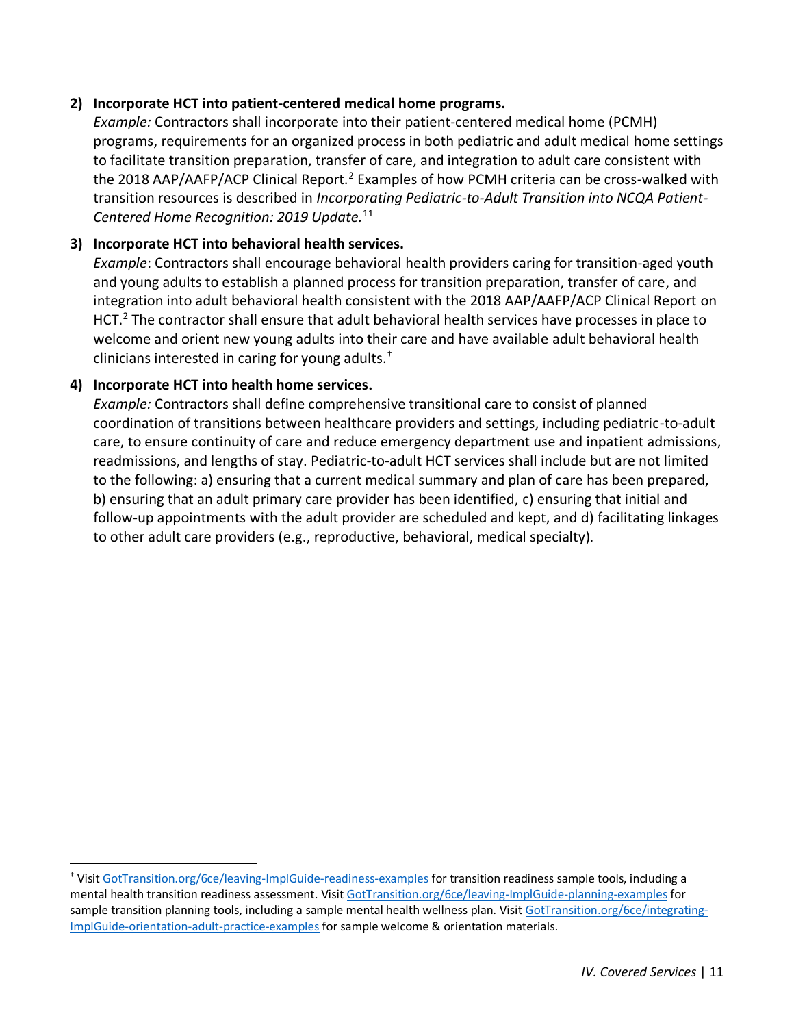2) **Incorporate HCT into patient-centered medical home programs.**
   *Example:* Contractors shall incorporate into their patient-centered medical home (PCMH) programs, requirements for an organized process in both pediatric and adult medical home settings to facilitate transition preparation, transfer of care, and integration to adult care consistent with the 2018 AAP/AAFP/ACP Clinical Report.[2] Examples of how PCMH criteria can be cross-walked with transition resources is described in *Incorporating Pediatric-to-Adult Transition into NCQA Patient-Centered Home Recognition: 2019 Update.*[11]

3) **Incorporate HCT into behavioral health services.**
   *Example*: Contractors shall encourage behavioral health providers caring for transition-aged youth and young adults to establish a planned process for transition preparation, transfer of care, and integration into adult behavioral health consistent with the 2018 AAP/AAFP/ACP Clinical Report on HCT.[2] The contractor shall ensure that adult behavioral health services have processes in place to welcome and orient new young adults into their care and have available adult behavioral health clinicians interested in caring for young adults.[†]

4) **Incorporate HCT into health home services.**
   *Example:* Contractors shall define comprehensive transitional care to consist of planned coordination of transitions between healthcare providers and settings, including pediatric-to-adult care, to ensure continuity of care and reduce emergency department use and inpatient admissions, readmissions, and lengths of stay. Pediatric-to-adult HCT services shall include but are not limited to the following: a) ensuring that a current medical summary and plan of care has been prepared, b) ensuring that an adult primary care provider has been identified, c) ensuring that initial and follow-up appointments with the adult provider are scheduled and kept, and d) facilitating linkages to other adult care providers (e.g., reproductive, behavioral, medical specialty).

---

[†] Visit GotTransition.org/6ce/leaving-ImplGuide-readiness-examples for transition readiness sample tools, including a mental health transition readiness assessment. Visit GotTransition.org/6ce/leaving-ImplGuide-planning-examples for sample transition planning tools, including a sample mental health wellness plan. Visit GotTransition.org/6ce/integrating-ImplGuide-orientation-adult-practice-examples for sample welcome & orientation materials.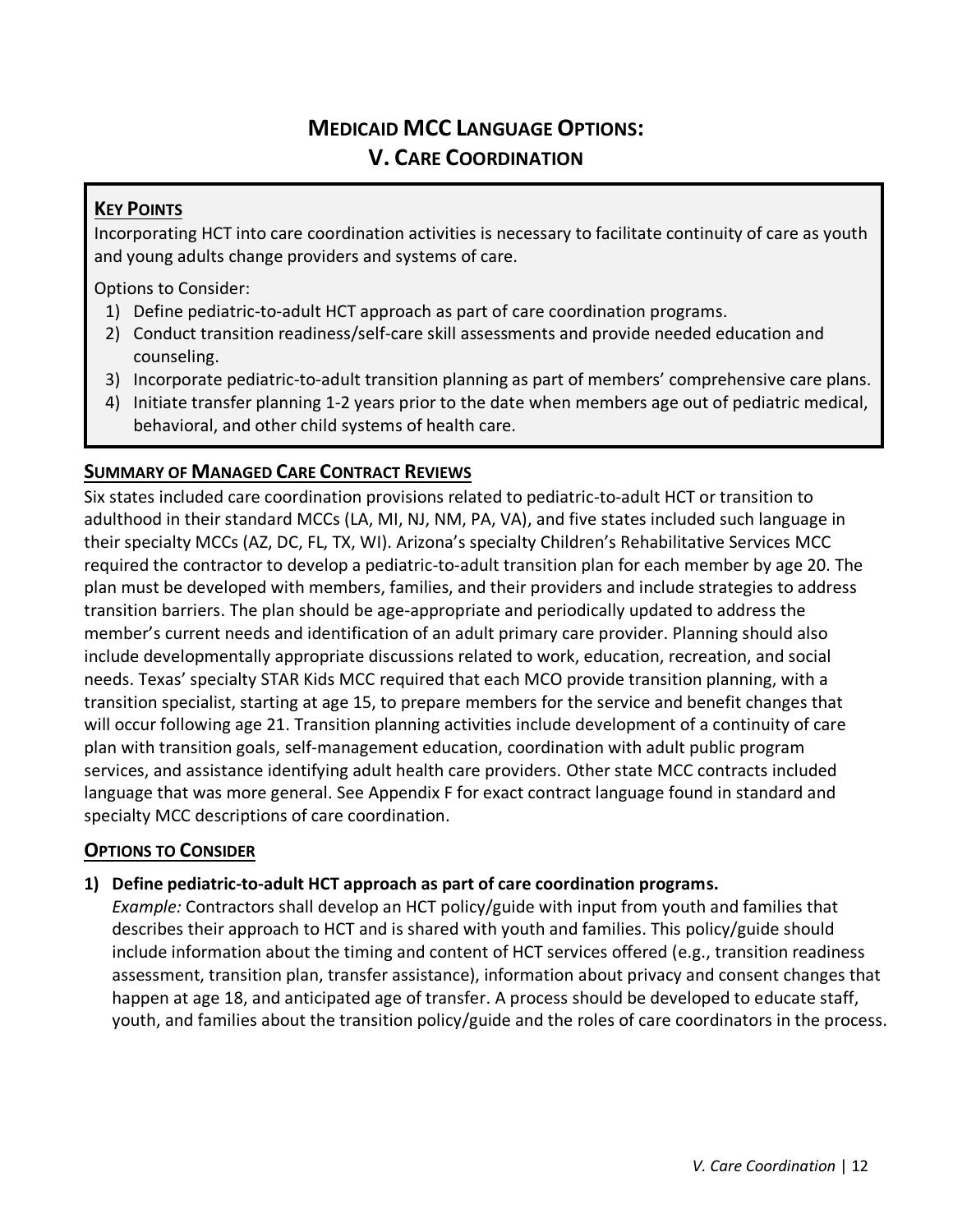# MEDICAID MCC LANGUAGE OPTIONS: V. CARE COORDINATION

## KEY POINTS

Incorporating HCT into care coordination activities is necessary to facilitate continuity of care as youth and young adults change providers and systems of care.

Options to Consider:

1) Define pediatric-to-adult HCT approach as part of care coordination programs.
2) Conduct transition readiness/self-care skill assessments and provide needed education and counseling.
3) Incorporate pediatric-to-adult transition planning as part of members' comprehensive care plans.
4) Initiate transfer planning 1-2 years prior to the date when members age out of pediatric medical, behavioral, and other child systems of health care.

## SUMMARY OF MANAGED CARE CONTRACT REVIEWS

Six states included care coordination provisions related to pediatric-to-adult HCT or transition to adulthood in their standard MCCs (LA, MI, NJ, NM, PA, VA), and five states included such language in their specialty MCCs (AZ, DC, FL, TX, WI). Arizona's specialty Children's Rehabilitative Services MCC required the contractor to develop a pediatric-to-adult transition plan for each member by age 20. The plan must be developed with members, families, and their providers and include strategies to address transition barriers. The plan should be age-appropriate and periodically updated to address the member's current needs and identification of an adult primary care provider. Planning should also include developmentally appropriate discussions related to work, education, recreation, and social needs. Texas' specialty STAR Kids MCC required that each MCO provide transition planning, with a transition specialist, starting at age 15, to prepare members for the service and benefit changes that will occur following age 21. Transition planning activities include development of a continuity of care plan with transition goals, self-management education, coordination with adult public program services, and assistance identifying adult health care providers. Other state MCC contracts included language that was more general. See Appendix F for exact contract language found in standard and specialty MCC descriptions of care coordination.

## OPTIONS TO CONSIDER

**1) Define pediatric-to-adult HCT approach as part of care coordination programs.**

*Example:* Contractors shall develop an HCT policy/guide with input from youth and families that describes their approach to HCT and is shared with youth and families. This policy/guide should include information about the timing and content of HCT services offered (e.g., transition readiness assessment, transition plan, transfer assistance), information about privacy and consent changes that happen at age 18, and anticipated age of transfer. A process should be developed to educate staff, youth, and families about the transition policy/guide and the roles of care coordinators in the process.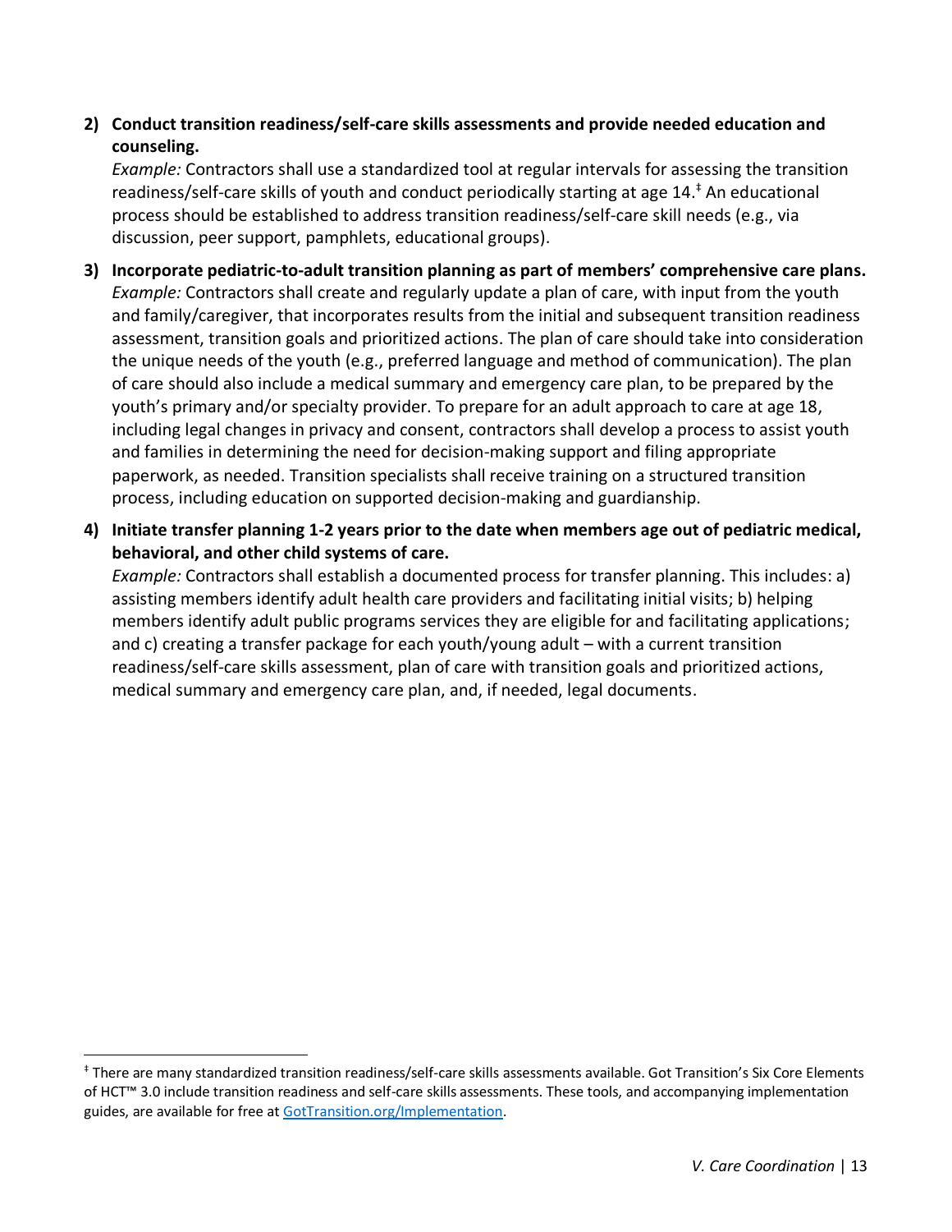2) **Conduct transition readiness/self-care skills assessments and provide needed education and counseling.**
   *Example:* Contractors shall use a standardized tool at regular intervals for assessing the transition readiness/self-care skills of youth and conduct periodically starting at age 14.[‡] An educational process should be established to address transition readiness/self-care skill needs (e.g., via discussion, peer support, pamphlets, educational groups).

3) **Incorporate pediatric-to-adult transition planning as part of members' comprehensive care plans.**
   *Example:* Contractors shall create and regularly update a plan of care, with input from the youth and family/caregiver, that incorporates results from the initial and subsequent transition readiness assessment, transition goals and prioritized actions. The plan of care should take into consideration the unique needs of the youth (e.g., preferred language and method of communication). The plan of care should also include a medical summary and emergency care plan, to be prepared by the youth's primary and/or specialty provider. To prepare for an adult approach to care at age 18, including legal changes in privacy and consent, contractors shall develop a process to assist youth and families in determining the need for decision-making support and filing appropriate paperwork, as needed. Transition specialists shall receive training on a structured transition process, including education on supported decision-making and guardianship.

4) **Initiate transfer planning 1-2 years prior to the date when members age out of pediatric medical, behavioral, and other child systems of care.**
   *Example:* Contractors shall establish a documented process for transfer planning. This includes: a) assisting members identify adult health care providers and facilitating initial visits; b) helping members identify adult public programs services they are eligible for and facilitating applications; and c) creating a transfer package for each youth/young adult – with a current transition readiness/self-care skills assessment, plan of care with transition goals and prioritized actions, medical summary and emergency care plan, and, if needed, legal documents.

---

[‡] There are many standardized transition readiness/self-care skills assessments available. Got Transition's Six Core Elements of HCT™ 3.0 include transition readiness and self-care skills assessments. These tools, and accompanying implementation guides, are available for free at [GotTransition.org/Implementation](GotTransition.org/Implementation).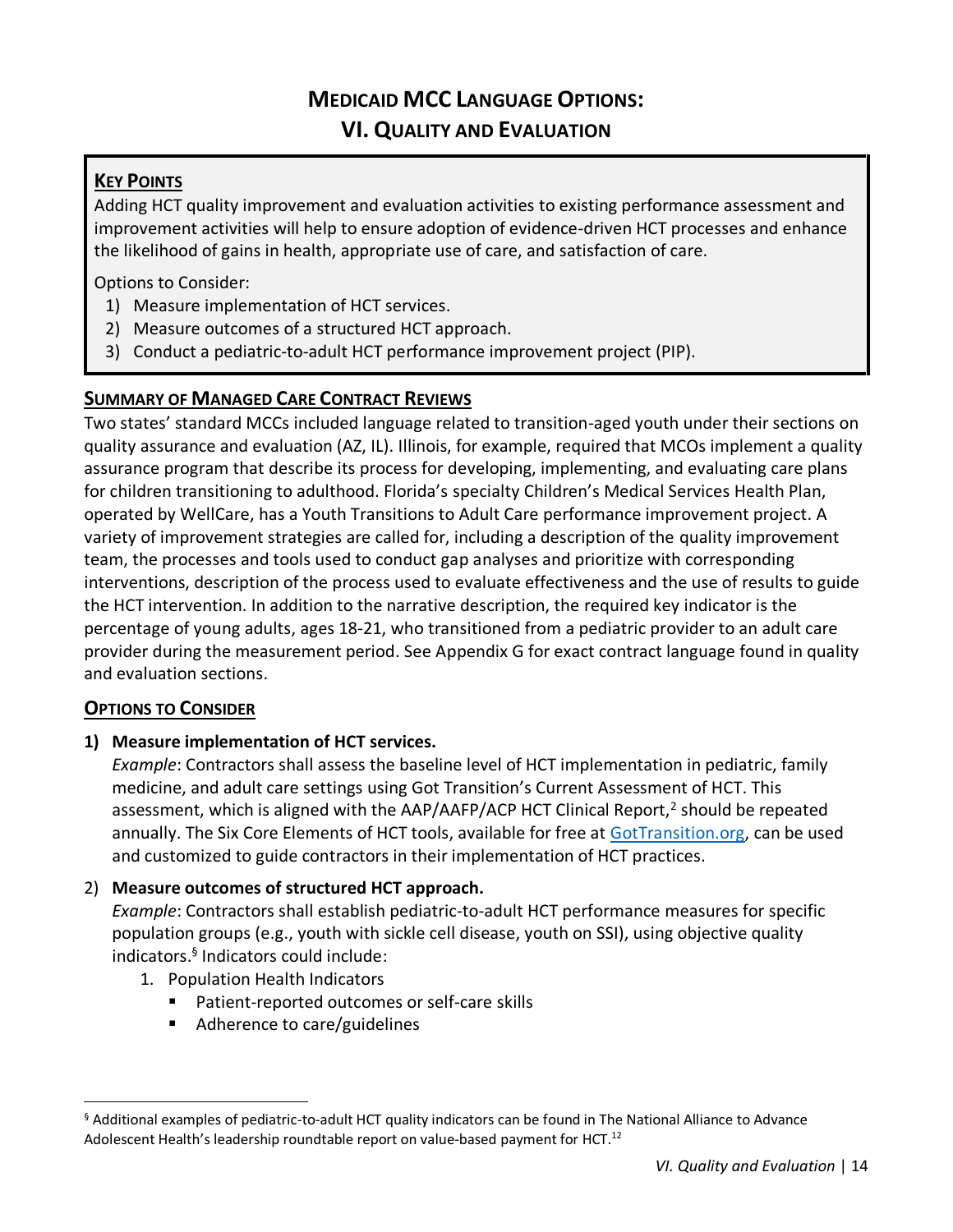# Medicaid MCC Language Options: VI. Quality and Evaluation

**Key Points**

Adding HCT quality improvement and evaluation activities to existing performance assessment and improvement activities will help to ensure adoption of evidence-driven HCT processes and enhance the likelihood of gains in health, appropriate use of care, and satisfaction of care.

Options to Consider:

1) Measure implementation of HCT services.
2) Measure outcomes of a structured HCT approach.
3) Conduct a pediatric-to-adult HCT performance improvement project (PIP).

## Summary of Managed Care Contract Reviews

Two states' standard MCCs included language related to transition-aged youth under their sections on quality assurance and evaluation (AZ, IL). Illinois, for example, required that MCOs implement a quality assurance program that describe its process for developing, implementing, and evaluating care plans for children transitioning to adulthood. Florida's specialty Children's Medical Services Health Plan, operated by WellCare, has a Youth Transitions to Adult Care performance improvement project. A variety of improvement strategies are called for, including a description of the quality improvement team, the processes and tools used to conduct gap analyses and prioritize with corresponding interventions, description of the process used to evaluate effectiveness and the use of results to guide the HCT intervention. In addition to the narrative description, the required key indicator is the percentage of young adults, ages 18-21, who transitioned from a pediatric provider to an adult care provider during the measurement period. See Appendix G for exact contract language found in quality and evaluation sections.

## Options to Consider

1) **Measure implementation of HCT services.**

   *Example*: Contractors shall assess the baseline level of HCT implementation in pediatric, family medicine, and adult care settings using Got Transition's Current Assessment of HCT. This assessment, which is aligned with the AAP/AAFP/ACP HCT Clinical Report,[2] should be repeated annually. The Six Core Elements of HCT tools, available for free at GotTransition.org, can be used and customized to guide contractors in their implementation of HCT practices.

2) **Measure outcomes of structured HCT approach.**

   *Example*: Contractors shall establish pediatric-to-adult HCT performance measures for specific population groups (e.g., youth with sickle cell disease, youth on SSI), using objective quality indicators.[§] Indicators could include:

   1. Population Health Indicators
      - Patient-reported outcomes or self-care skills
      - Adherence to care/guidelines

[§] Additional examples of pediatric-to-adult HCT quality indicators can be found in The National Alliance to Advance Adolescent Health's leadership roundtable report on value-based payment for HCT.[12]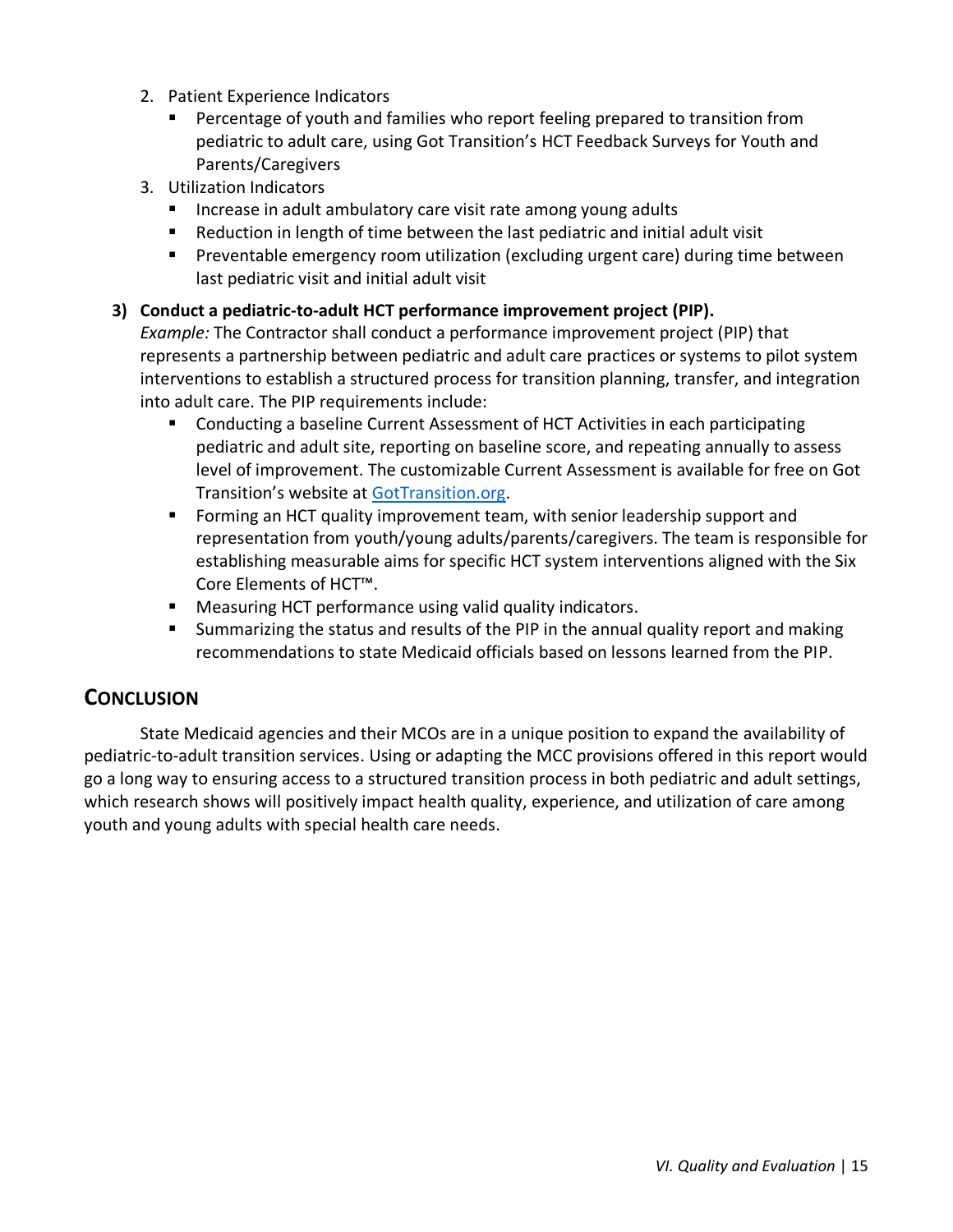2. Patient Experience Indicators
   - Percentage of youth and families who report feeling prepared to transition from pediatric to adult care, using Got Transition's HCT Feedback Surveys for Youth and Parents/Caregivers
3. Utilization Indicators
   - Increase in adult ambulatory care visit rate among young adults
   - Reduction in length of time between the last pediatric and initial adult visit
   - Preventable emergency room utilization (excluding urgent care) during time between last pediatric visit and initial adult visit

**3) Conduct a pediatric-to-adult HCT performance improvement project (PIP).**

*Example:* The Contractor shall conduct a performance improvement project (PIP) that represents a partnership between pediatric and adult care practices or systems to pilot system interventions to establish a structured process for transition planning, transfer, and integration into adult care. The PIP requirements include:

- Conducting a baseline Current Assessment of HCT Activities in each participating pediatric and adult site, reporting on baseline score, and repeating annually to assess level of improvement. The customizable Current Assessment is available for free on Got Transition's website at [GotTransition.org](https://GotTransition.org).
- Forming an HCT quality improvement team, with senior leadership support and representation from youth/young adults/parents/caregivers. The team is responsible for establishing measurable aims for specific HCT system interventions aligned with the Six Core Elements of HCT™.
- Measuring HCT performance using valid quality indicators.
- Summarizing the status and results of the PIP in the annual quality report and making recommendations to state Medicaid officials based on lessons learned from the PIP.

## Conclusion

State Medicaid agencies and their MCOs are in a unique position to expand the availability of pediatric-to-adult transition services. Using or adapting the MCC provisions offered in this report would go a long way to ensuring access to a structured transition process in both pediatric and adult settings, which research shows will positively impact health quality, experience, and utilization of care among youth and young adults with special health care needs.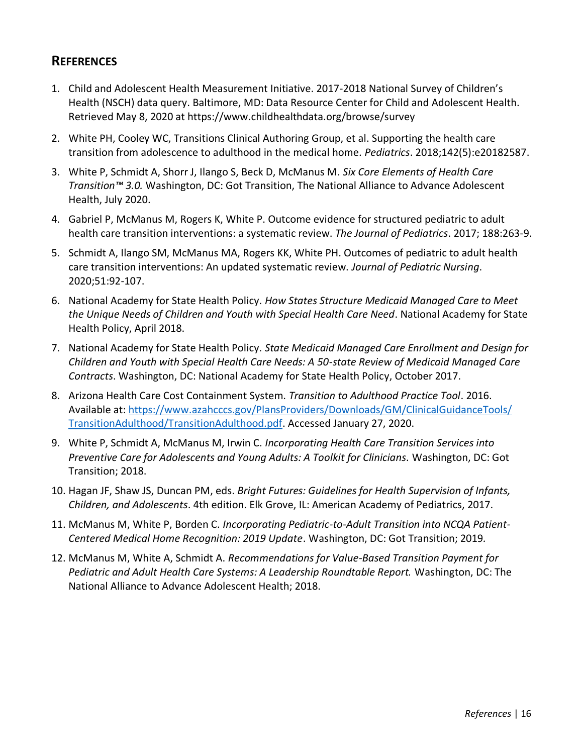## REFERENCES

1. Child and Adolescent Health Measurement Initiative. 2017-2018 National Survey of Children's Health (NSCH) data query. Baltimore, MD: Data Resource Center for Child and Adolescent Health. Retrieved May 8, 2020 at https://www.childhealthdata.org/browse/survey
2. White PH, Cooley WC, Transitions Clinical Authoring Group, et al. Supporting the health care transition from adolescence to adulthood in the medical home. *Pediatrics*. 2018;142(5):e20182587.
3. White P, Schmidt A, Shorr J, Ilango S, Beck D, McManus M. *Six Core Elements of Health Care Transition™ 3.0.* Washington, DC: Got Transition, The National Alliance to Advance Adolescent Health, July 2020.
4. Gabriel P, McManus M, Rogers K, White P. Outcome evidence for structured pediatric to adult health care transition interventions: a systematic review. *The Journal of Pediatrics*. 2017; 188:263-9.
5. Schmidt A, Ilango SM, McManus MA, Rogers KK, White PH. Outcomes of pediatric to adult health care transition interventions: An updated systematic review. *Journal of Pediatric Nursing*. 2020;51:92-107.
6. National Academy for State Health Policy. *How States Structure Medicaid Managed Care to Meet the Unique Needs of Children and Youth with Special Health Care Need*. National Academy for State Health Policy, April 2018.
7. National Academy for State Health Policy. *State Medicaid Managed Care Enrollment and Design for Children and Youth with Special Health Care Needs: A 50-state Review of Medicaid Managed Care Contracts*. Washington, DC: National Academy for State Health Policy, October 2017.
8. Arizona Health Care Cost Containment System. *Transition to Adulthood Practice Tool*. 2016. Available at: https://www.azahcccs.gov/PlansProviders/Downloads/GM/ClinicalGuidanceTools/TransitionAdulthood/TransitionAdulthood.pdf. Accessed January 27, 2020.
9. White P, Schmidt A, McManus M, Irwin C. *Incorporating Health Care Transition Services into Preventive Care for Adolescents and Young Adults: A Toolkit for Clinicians.* Washington, DC: Got Transition; 2018.
10. Hagan JF, Shaw JS, Duncan PM, eds. *Bright Futures: Guidelines for Health Supervision of Infants, Children, and Adolescents*. 4th edition. Elk Grove, IL: American Academy of Pediatrics, 2017.
11. McManus M, White P, Borden C. *Incorporating Pediatric-to-Adult Transition into NCQA Patient-Centered Medical Home Recognition: 2019 Update*. Washington, DC: Got Transition; 2019.
12. McManus M, White A, Schmidt A. *Recommendations for Value-Based Transition Payment for Pediatric and Adult Health Care Systems: A Leadership Roundtable Report.* Washington, DC: The National Alliance to Advance Adolescent Health; 2018.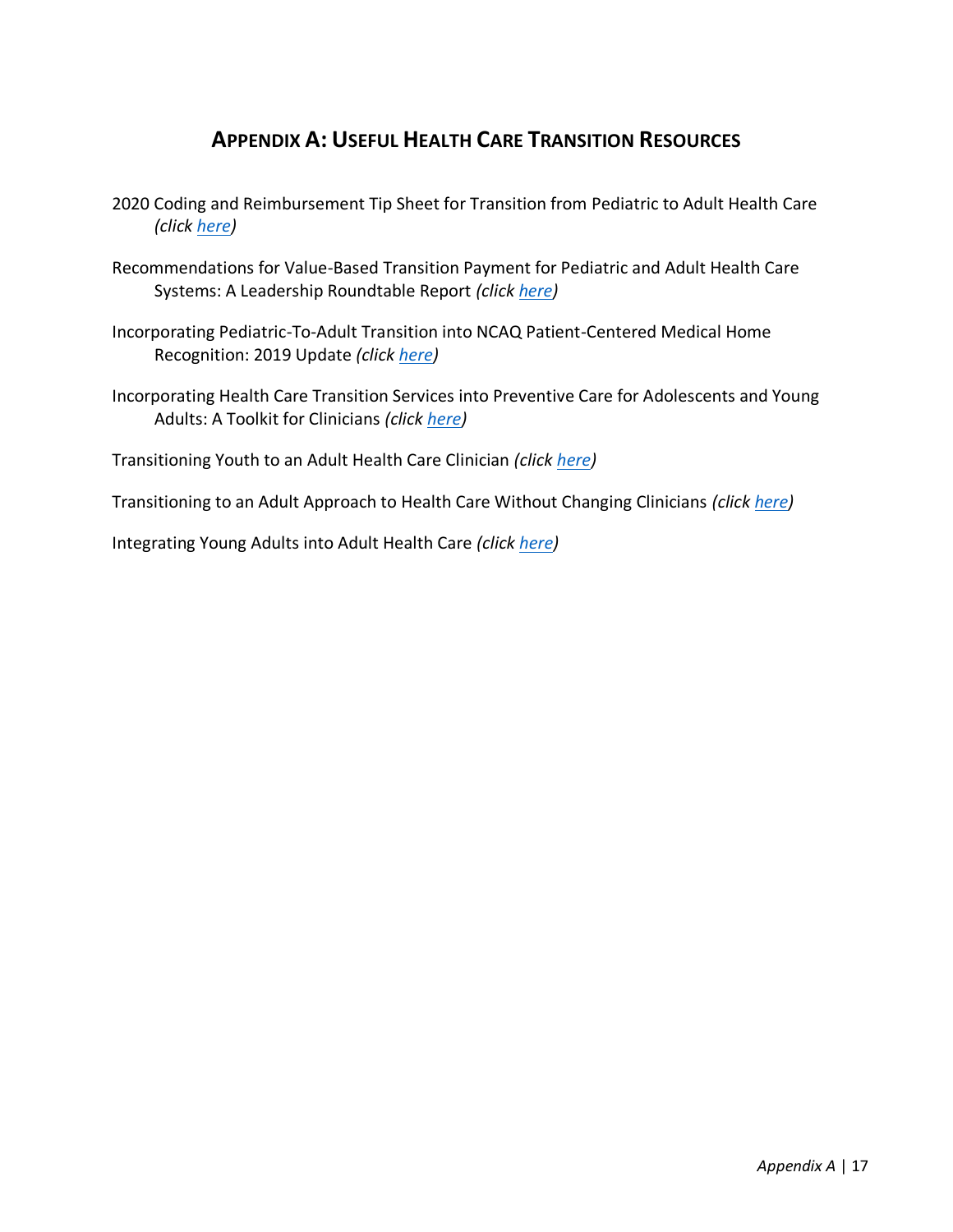## APPENDIX A: USEFUL HEALTH CARE TRANSITION RESOURCES

2020 Coding and Reimbursement Tip Sheet for Transition from Pediatric to Adult Health Care *(click here)*

Recommendations for Value-Based Transition Payment for Pediatric and Adult Health Care Systems: A Leadership Roundtable Report *(click here)*

Incorporating Pediatric-To-Adult Transition into NCAQ Patient-Centered Medical Home Recognition: 2019 Update *(click here)*

Incorporating Health Care Transition Services into Preventive Care for Adolescents and Young Adults: A Toolkit for Clinicians *(click here)*

Transitioning Youth to an Adult Health Care Clinician *(click here)*

Transitioning to an Adult Approach to Health Care Without Changing Clinicians *(click here)*

Integrating Young Adults into Adult Health Care *(click here)*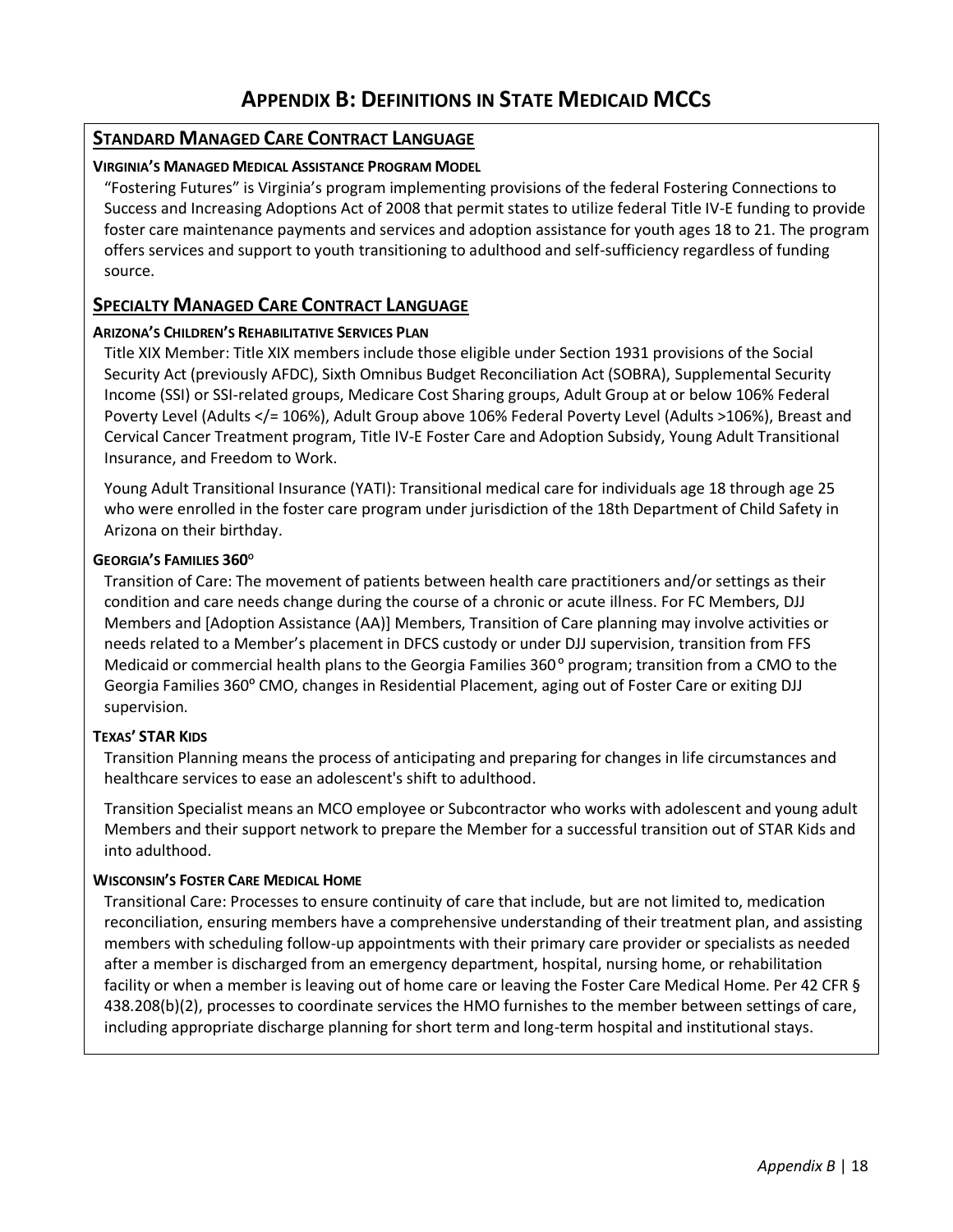# Appendix B: Definitions in State Medicaid MCCs

## Standard Managed Care Contract Language

### Virginia's Managed Medical Assistance Program Model

"Fostering Futures" is Virginia's program implementing provisions of the federal Fostering Connections to Success and Increasing Adoptions Act of 2008 that permit states to utilize federal Title IV-E funding to provide foster care maintenance payments and services and adoption assistance for youth ages 18 to 21. The program offers services and support to youth transitioning to adulthood and self-sufficiency regardless of funding source.

## Specialty Managed Care Contract Language

### Arizona's Children's Rehabilitative Services Plan

Title XIX Member: Title XIX members include those eligible under Section 1931 provisions of the Social Security Act (previously AFDC), Sixth Omnibus Budget Reconciliation Act (SOBRA), Supplemental Security Income (SSI) or SSI-related groups, Medicare Cost Sharing groups, Adult Group at or below 106% Federal Poverty Level (Adults </= 106%), Adult Group above 106% Federal Poverty Level (Adults >106%), Breast and Cervical Cancer Treatment program, Title IV-E Foster Care and Adoption Subsidy, Young Adult Transitional Insurance, and Freedom to Work.

Young Adult Transitional Insurance (YATI): Transitional medical care for individuals age 18 through age 25 who were enrolled in the foster care program under jurisdiction of the 18th Department of Child Safety in Arizona on their birthday.

### Georgia's Families 360°

Transition of Care: The movement of patients between health care practitioners and/or settings as their condition and care needs change during the course of a chronic or acute illness. For FC Members, DJJ Members and [Adoption Assistance (AA)] Members, Transition of Care planning may involve activities or needs related to a Member's placement in DFCS custody or under DJJ supervision, transition from FFS Medicaid or commercial health plans to the Georgia Families 360° program; transition from a CMO to the Georgia Families 360° CMO, changes in Residential Placement, aging out of Foster Care or exiting DJJ supervision.

### Texas' STAR Kids

Transition Planning means the process of anticipating and preparing for changes in life circumstances and healthcare services to ease an adolescent's shift to adulthood.

Transition Specialist means an MCO employee or Subcontractor who works with adolescent and young adult Members and their support network to prepare the Member for a successful transition out of STAR Kids and into adulthood.

### Wisconsin's Foster Care Medical Home

Transitional Care: Processes to ensure continuity of care that include, but are not limited to, medication reconciliation, ensuring members have a comprehensive understanding of their treatment plan, and assisting members with scheduling follow-up appointments with their primary care provider or specialists as needed after a member is discharged from an emergency department, hospital, nursing home, or rehabilitation facility or when a member is leaving out of home care or leaving the Foster Care Medical Home. Per 42 CFR § 438.208(b)(2), processes to coordinate services the HMO furnishes to the member between settings of care, including appropriate discharge planning for short term and long-term hospital and institutional stays.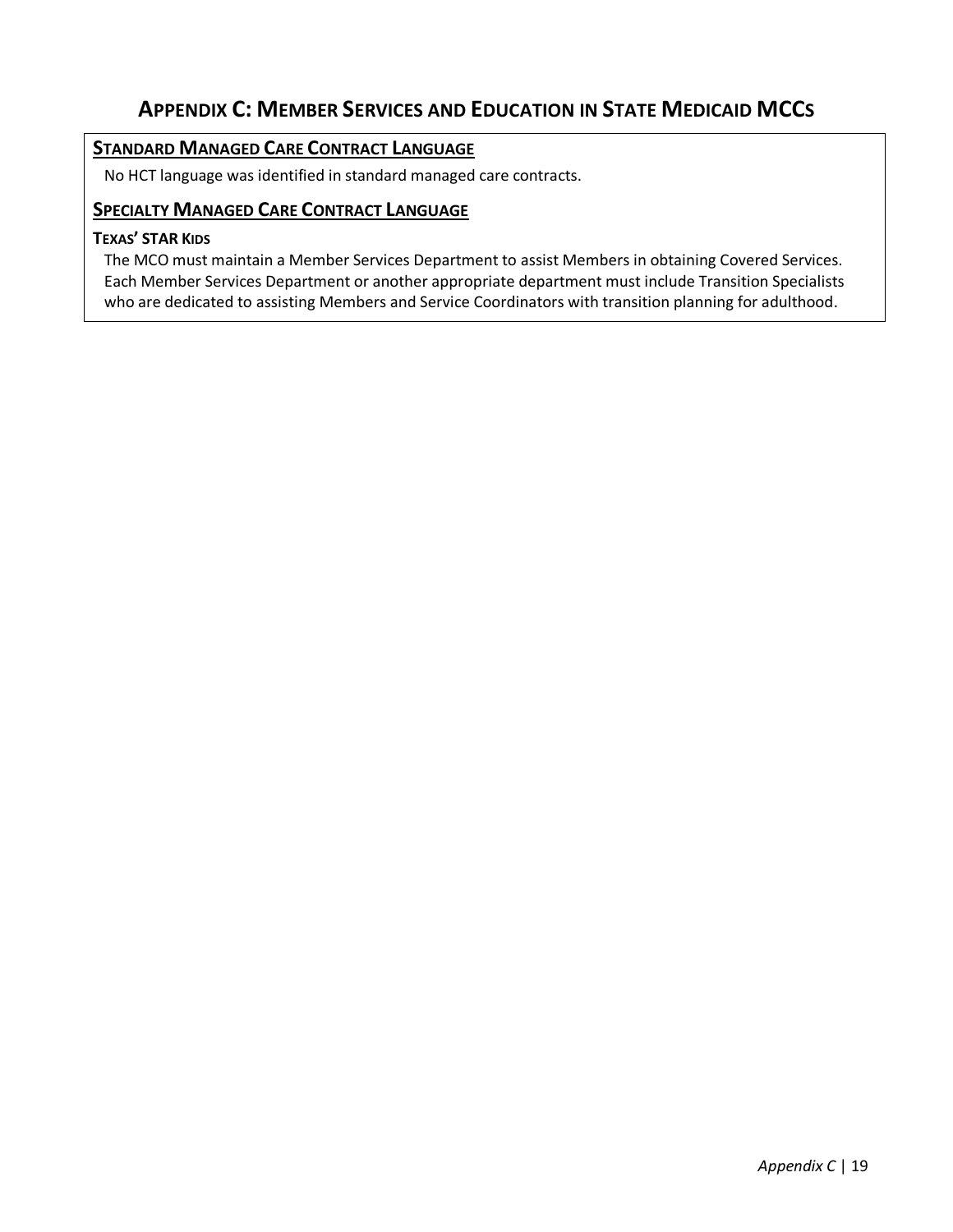## APPENDIX C: MEMBER SERVICES AND EDUCATION IN STATE MEDICAID MCCS

### STANDARD MANAGED CARE CONTRACT LANGUAGE

No HCT language was identified in standard managed care contracts.

### SPECIALTY MANAGED CARE CONTRACT LANGUAGE

#### TEXAS' STAR KIDS

The MCO must maintain a Member Services Department to assist Members in obtaining Covered Services. Each Member Services Department or another appropriate department must include Transition Specialists who are dedicated to assisting Members and Service Coordinators with transition planning for adulthood.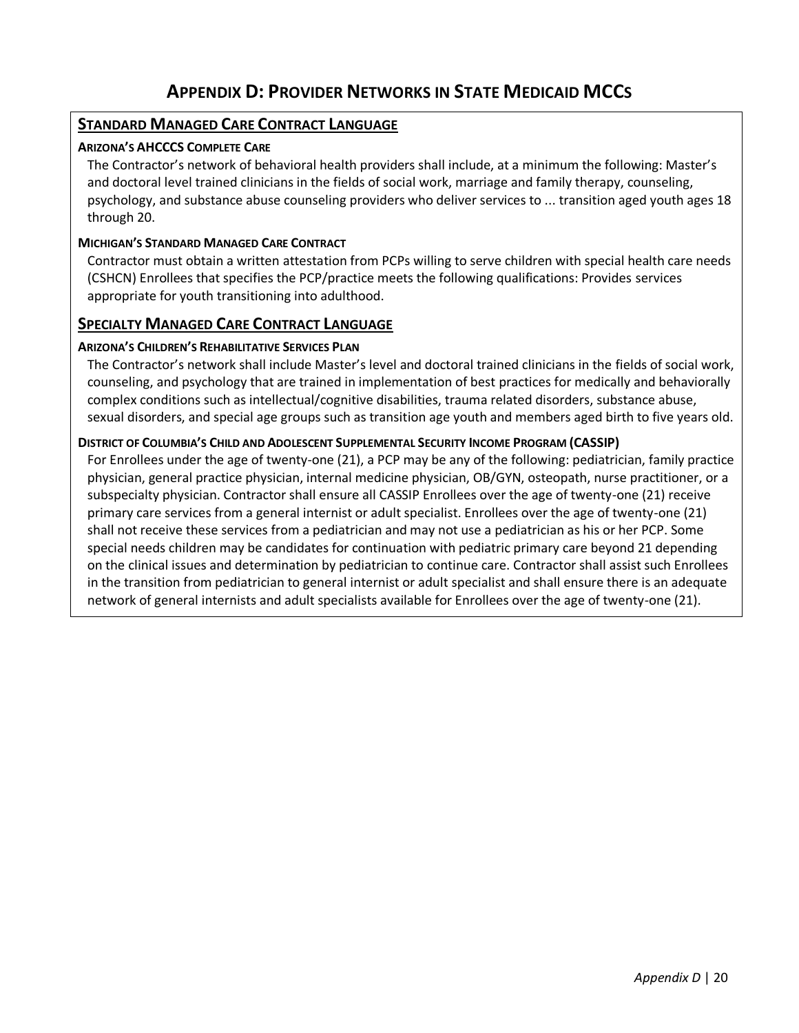# Appendix D: Provider Networks in State Medicaid MCCs

## Standard Managed Care Contract Language

### Arizona's AHCCCS Complete Care

The Contractor's network of behavioral health providers shall include, at a minimum the following: Master's and doctoral level trained clinicians in the fields of social work, marriage and family therapy, counseling, psychology, and substance abuse counseling providers who deliver services to ... transition aged youth ages 18 through 20.

### Michigan's Standard Managed Care Contract

Contractor must obtain a written attestation from PCPs willing to serve children with special health care needs (CSHCN) Enrollees that specifies the PCP/practice meets the following qualifications: Provides services appropriate for youth transitioning into adulthood.

## Specialty Managed Care Contract Language

### Arizona's Children's Rehabilitative Services Plan

The Contractor's network shall include Master's level and doctoral trained clinicians in the fields of social work, counseling, and psychology that are trained in implementation of best practices for medically and behaviorally complex conditions such as intellectual/cognitive disabilities, trauma related disorders, substance abuse, sexual disorders, and special age groups such as transition age youth and members aged birth to five years old.

### District of Columbia's Child and Adolescent Supplemental Security Income Program (CASSIP)

For Enrollees under the age of twenty-one (21), a PCP may be any of the following: pediatrician, family practice physician, general practice physician, internal medicine physician, OB/GYN, osteopath, nurse practitioner, or a subspecialty physician. Contractor shall ensure all CASSIP Enrollees over the age of twenty-one (21) receive primary care services from a general internist or adult specialist. Enrollees over the age of twenty-one (21) shall not receive these services from a pediatrician and may not use a pediatrician as his or her PCP. Some special needs children may be candidates for continuation with pediatric primary care beyond 21 depending on the clinical issues and determination by pediatrician to continue care. Contractor shall assist such Enrollees in the transition from pediatrician to general internist or adult specialist and shall ensure there is an adequate network of general internists and adult specialists available for Enrollees over the age of twenty-one (21).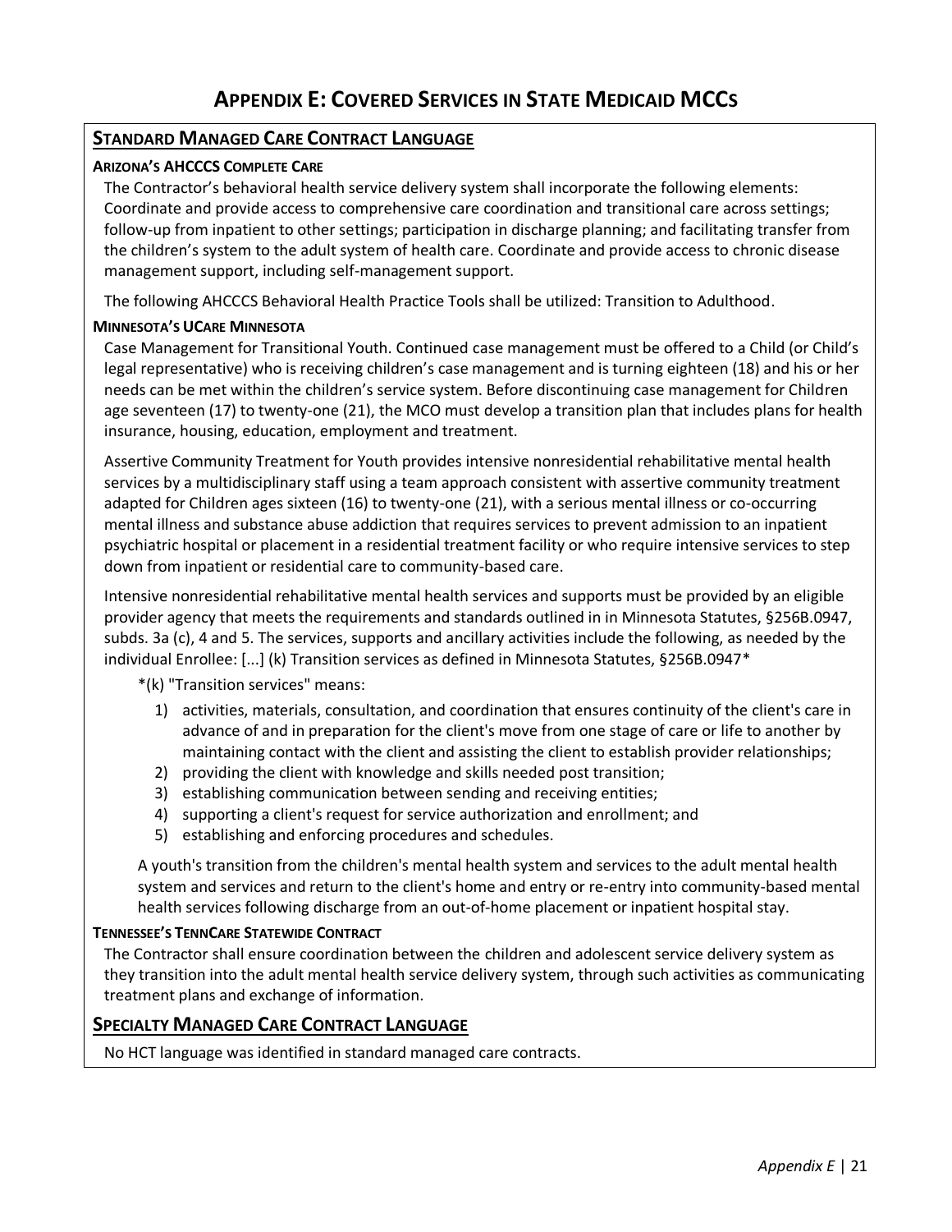# Appendix E: Covered Services in State Medicaid MCCs

## Standard Managed Care Contract Language

### Arizona's AHCCCS Complete Care

The Contractor's behavioral health service delivery system shall incorporate the following elements: Coordinate and provide access to comprehensive care coordination and transitional care across settings; follow-up from inpatient to other settings; participation in discharge planning; and facilitating transfer from the children's system to the adult system of health care. Coordinate and provide access to chronic disease management support, including self-management support.

The following AHCCCS Behavioral Health Practice Tools shall be utilized: Transition to Adulthood.

### Minnesota's UCare Minnesota

Case Management for Transitional Youth. Continued case management must be offered to a Child (or Child's legal representative) who is receiving children's case management and is turning eighteen (18) and his or her needs can be met within the children's service system. Before discontinuing case management for Children age seventeen (17) to twenty-one (21), the MCO must develop a transition plan that includes plans for health insurance, housing, education, employment and treatment.

Assertive Community Treatment for Youth provides intensive nonresidential rehabilitative mental health services by a multidisciplinary staff using a team approach consistent with assertive community treatment adapted for Children ages sixteen (16) to twenty-one (21), with a serious mental illness or co-occurring mental illness and substance abuse addiction that requires services to prevent admission to an inpatient psychiatric hospital or placement in a residential treatment facility or who require intensive services to step down from inpatient or residential care to community-based care.

Intensive nonresidential rehabilitative mental health services and supports must be provided by an eligible provider agency that meets the requirements and standards outlined in in Minnesota Statutes, §256B.0947, subds. 3a (c), 4 and 5. The services, supports and ancillary activities include the following, as needed by the individual Enrollee: [...] (k) Transition services as defined in Minnesota Statutes, §256B.0947*

*(k) "Transition services" means:

1) activities, materials, consultation, and coordination that ensures continuity of the client's care in advance of and in preparation for the client's move from one stage of care or life to another by maintaining contact with the client and assisting the client to establish provider relationships;
2) providing the client with knowledge and skills needed post transition;
3) establishing communication between sending and receiving entities;
4) supporting a client's request for service authorization and enrollment; and
5) establishing and enforcing procedures and schedules.

A youth's transition from the children's mental health system and services to the adult mental health system and services and return to the client's home and entry or re-entry into community-based mental health services following discharge from an out-of-home placement or inpatient hospital stay.

### Tennessee's TennCare Statewide Contract

The Contractor shall ensure coordination between the children and adolescent service delivery system as they transition into the adult mental health service delivery system, through such activities as communicating treatment plans and exchange of information.

## Specialty Managed Care Contract Language

No HCT language was identified in standard managed care contracts.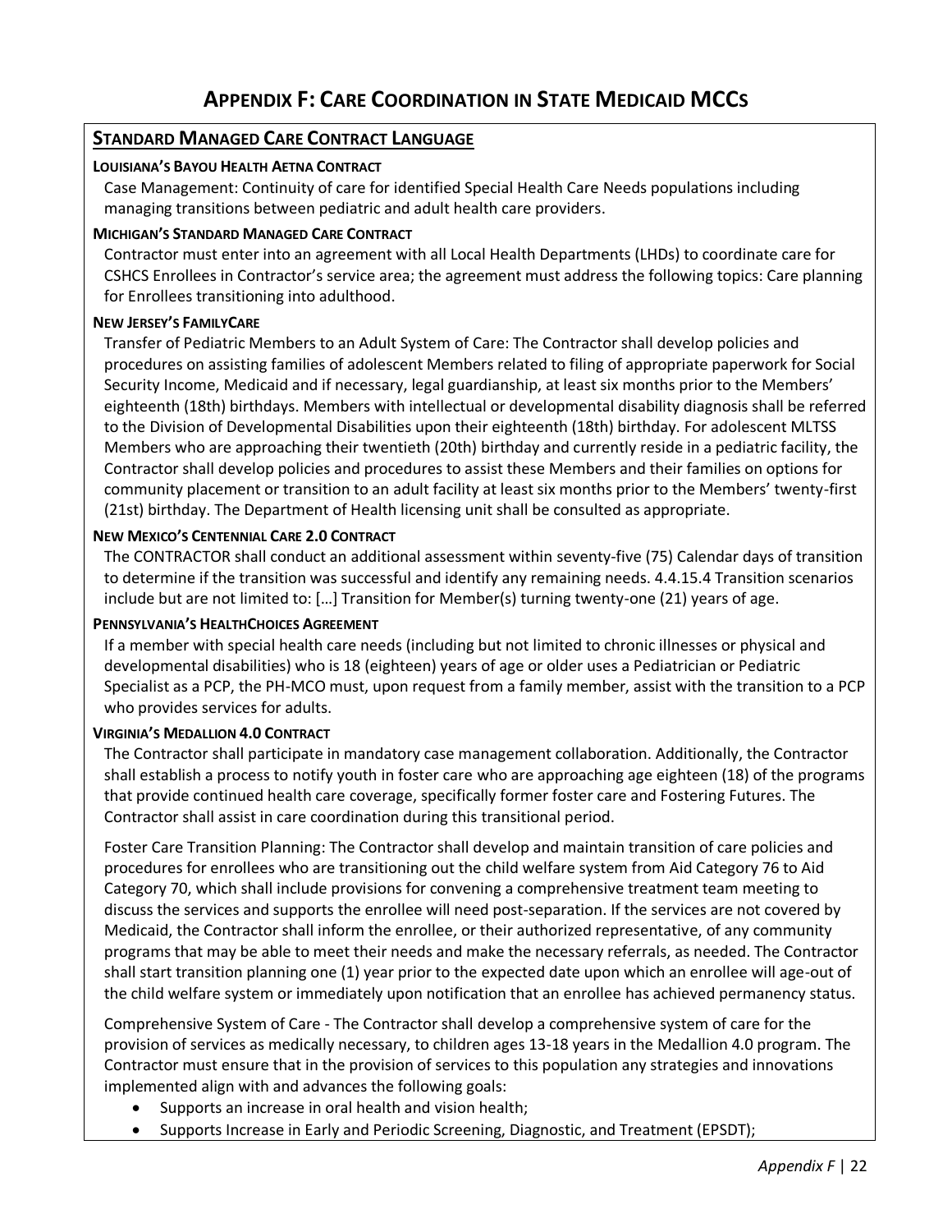# Appendix F: Care Coordination in State Medicaid MCCs

## Standard Managed Care Contract Language

#### Louisiana's Bayou Health Aetna Contract

Case Management: Continuity of care for identified Special Health Care Needs populations including managing transitions between pediatric and adult health care providers.

#### Michigan's Standard Managed Care Contract

Contractor must enter into an agreement with all Local Health Departments (LHDs) to coordinate care for CSHCS Enrollees in Contractor's service area; the agreement must address the following topics: Care planning for Enrollees transitioning into adulthood.

#### New Jersey's FamilyCare

Transfer of Pediatric Members to an Adult System of Care: The Contractor shall develop policies and procedures on assisting families of adolescent Members related to filing of appropriate paperwork for Social Security Income, Medicaid and if necessary, legal guardianship, at least six months prior to the Members' eighteenth (18th) birthdays. Members with intellectual or developmental disability diagnosis shall be referred to the Division of Developmental Disabilities upon their eighteenth (18th) birthday. For adolescent MLTSS Members who are approaching their twentieth (20th) birthday and currently reside in a pediatric facility, the Contractor shall develop policies and procedures to assist these Members and their families on options for community placement or transition to an adult facility at least six months prior to the Members' twenty-first (21st) birthday. The Department of Health licensing unit shall be consulted as appropriate.

#### New Mexico's Centennial Care 2.0 Contract

The CONTRACTOR shall conduct an additional assessment within seventy-five (75) Calendar days of transition to determine if the transition was successful and identify any remaining needs. 4.4.15.4 Transition scenarios include but are not limited to: […] Transition for Member(s) turning twenty-one (21) years of age.

#### Pennsylvania's HealthChoices Agreement

If a member with special health care needs (including but not limited to chronic illnesses or physical and developmental disabilities) who is 18 (eighteen) years of age or older uses a Pediatrician or Pediatric Specialist as a PCP, the PH-MCO must, upon request from a family member, assist with the transition to a PCP who provides services for adults.

#### Virginia's Medallion 4.0 Contract

The Contractor shall participate in mandatory case management collaboration. Additionally, the Contractor shall establish a process to notify youth in foster care who are approaching age eighteen (18) of the programs that provide continued health care coverage, specifically former foster care and Fostering Futures. The Contractor shall assist in care coordination during this transitional period.

Foster Care Transition Planning: The Contractor shall develop and maintain transition of care policies and procedures for enrollees who are transitioning out the child welfare system from Aid Category 76 to Aid Category 70, which shall include provisions for convening a comprehensive treatment team meeting to discuss the services and supports the enrollee will need post-separation. If the services are not covered by Medicaid, the Contractor shall inform the enrollee, or their authorized representative, of any community programs that may be able to meet their needs and make the necessary referrals, as needed. The Contractor shall start transition planning one (1) year prior to the expected date upon which an enrollee will age-out of the child welfare system or immediately upon notification that an enrollee has achieved permanency status.

Comprehensive System of Care - The Contractor shall develop a comprehensive system of care for the provision of services as medically necessary, to children ages 13-18 years in the Medallion 4.0 program. The Contractor must ensure that in the provision of services to this population any strategies and innovations implemented align with and advances the following goals:

- Supports an increase in oral health and vision health;
- Supports Increase in Early and Periodic Screening, Diagnostic, and Treatment (EPSDT);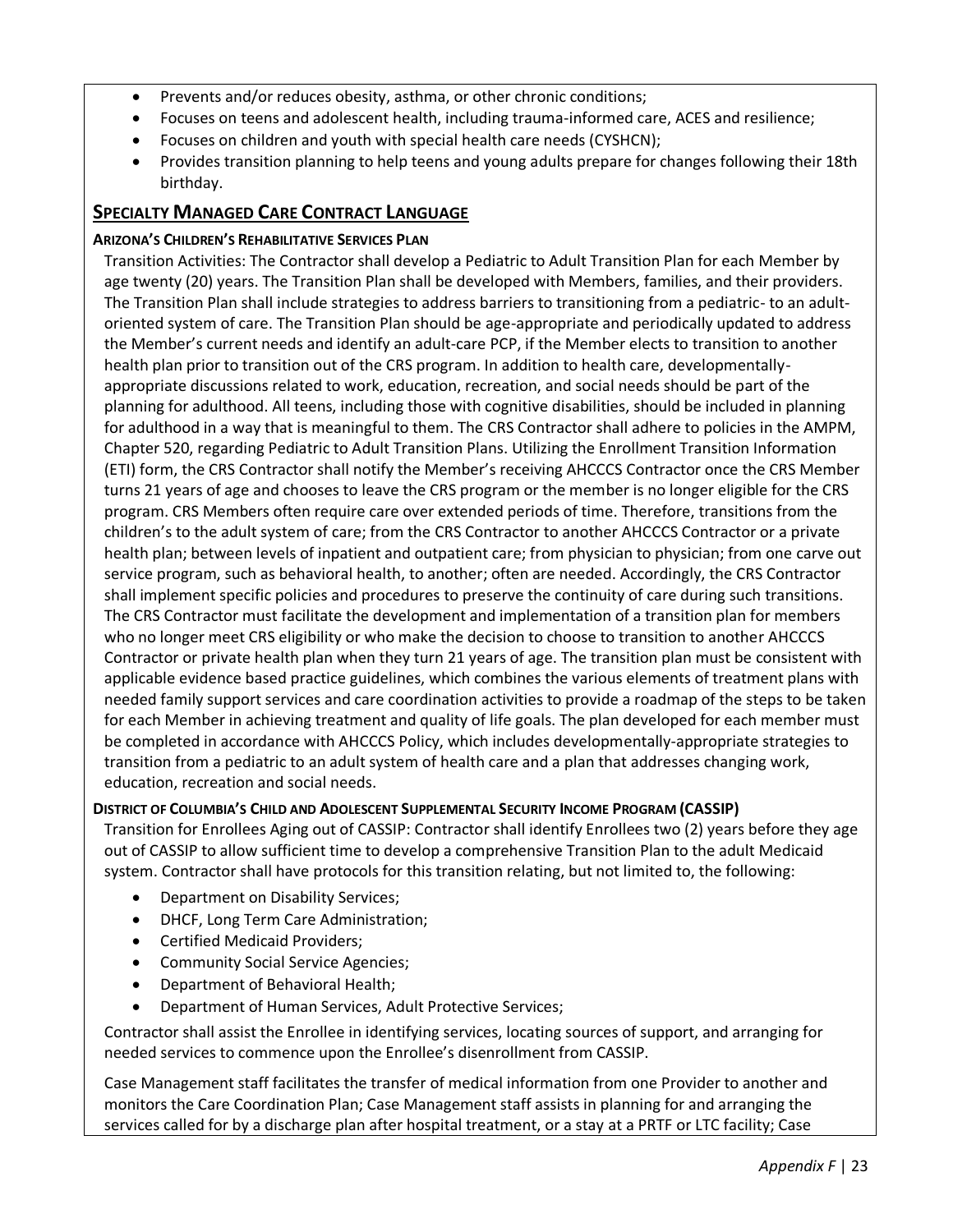- Prevents and/or reduces obesity, asthma, or other chronic conditions;
- Focuses on teens and adolescent health, including trauma-informed care, ACES and resilience;
- Focuses on children and youth with special health care needs (CYSHCN);
- Provides transition planning to help teens and young adults prepare for changes following their 18th birthday.

## SPECIALTY MANAGED CARE CONTRACT LANGUAGE

#### ARIZONA'S CHILDREN'S REHABILITATIVE SERVICES PLAN

Transition Activities: The Contractor shall develop a Pediatric to Adult Transition Plan for each Member by age twenty (20) years. The Transition Plan shall be developed with Members, families, and their providers. The Transition Plan shall include strategies to address barriers to transitioning from a pediatric- to an adult-oriented system of care. The Transition Plan should be age-appropriate and periodically updated to address the Member's current needs and identify an adult-care PCP, if the Member elects to transition to another health plan prior to transition out of the CRS program. In addition to health care, developmentally-appropriate discussions related to work, education, recreation, and social needs should be part of the planning for adulthood. All teens, including those with cognitive disabilities, should be included in planning for adulthood in a way that is meaningful to them. The CRS Contractor shall adhere to policies in the AMPM, Chapter 520, regarding Pediatric to Adult Transition Plans. Utilizing the Enrollment Transition Information (ETI) form, the CRS Contractor shall notify the Member's receiving AHCCCS Contractor once the CRS Member turns 21 years of age and chooses to leave the CRS program or the member is no longer eligible for the CRS program. CRS Members often require care over extended periods of time. Therefore, transitions from the children's to the adult system of care; from the CRS Contractor to another AHCCCS Contractor or a private health plan; between levels of inpatient and outpatient care; from physician to physician; from one carve out service program, such as behavioral health, to another; often are needed. Accordingly, the CRS Contractor shall implement specific policies and procedures to preserve the continuity of care during such transitions. The CRS Contractor must facilitate the development and implementation of a transition plan for members who no longer meet CRS eligibility or who make the decision to choose to transition to another AHCCCS Contractor or private health plan when they turn 21 years of age. The transition plan must be consistent with applicable evidence based practice guidelines, which combines the various elements of treatment plans with needed family support services and care coordination activities to provide a roadmap of the steps to be taken for each Member in achieving treatment and quality of life goals. The plan developed for each member must be completed in accordance with AHCCCS Policy, which includes developmentally-appropriate strategies to transition from a pediatric to an adult system of health care and a plan that addresses changing work, education, recreation and social needs.

#### DISTRICT OF COLUMBIA'S CHILD AND ADOLESCENT SUPPLEMENTAL SECURITY INCOME PROGRAM (CASSIP)

Transition for Enrollees Aging out of CASSIP: Contractor shall identify Enrollees two (2) years before they age out of CASSIP to allow sufficient time to develop a comprehensive Transition Plan to the adult Medicaid system. Contractor shall have protocols for this transition relating, but not limited to, the following:

- Department on Disability Services;
- DHCF, Long Term Care Administration;
- Certified Medicaid Providers;
- Community Social Service Agencies;
- Department of Behavioral Health;
- Department of Human Services, Adult Protective Services;

Contractor shall assist the Enrollee in identifying services, locating sources of support, and arranging for needed services to commence upon the Enrollee's disenrollment from CASSIP.

Case Management staff facilitates the transfer of medical information from one Provider to another and monitors the Care Coordination Plan; Case Management staff assists in planning for and arranging the services called for by a discharge plan after hospital treatment, or a stay at a PRTF or LTC facility; Case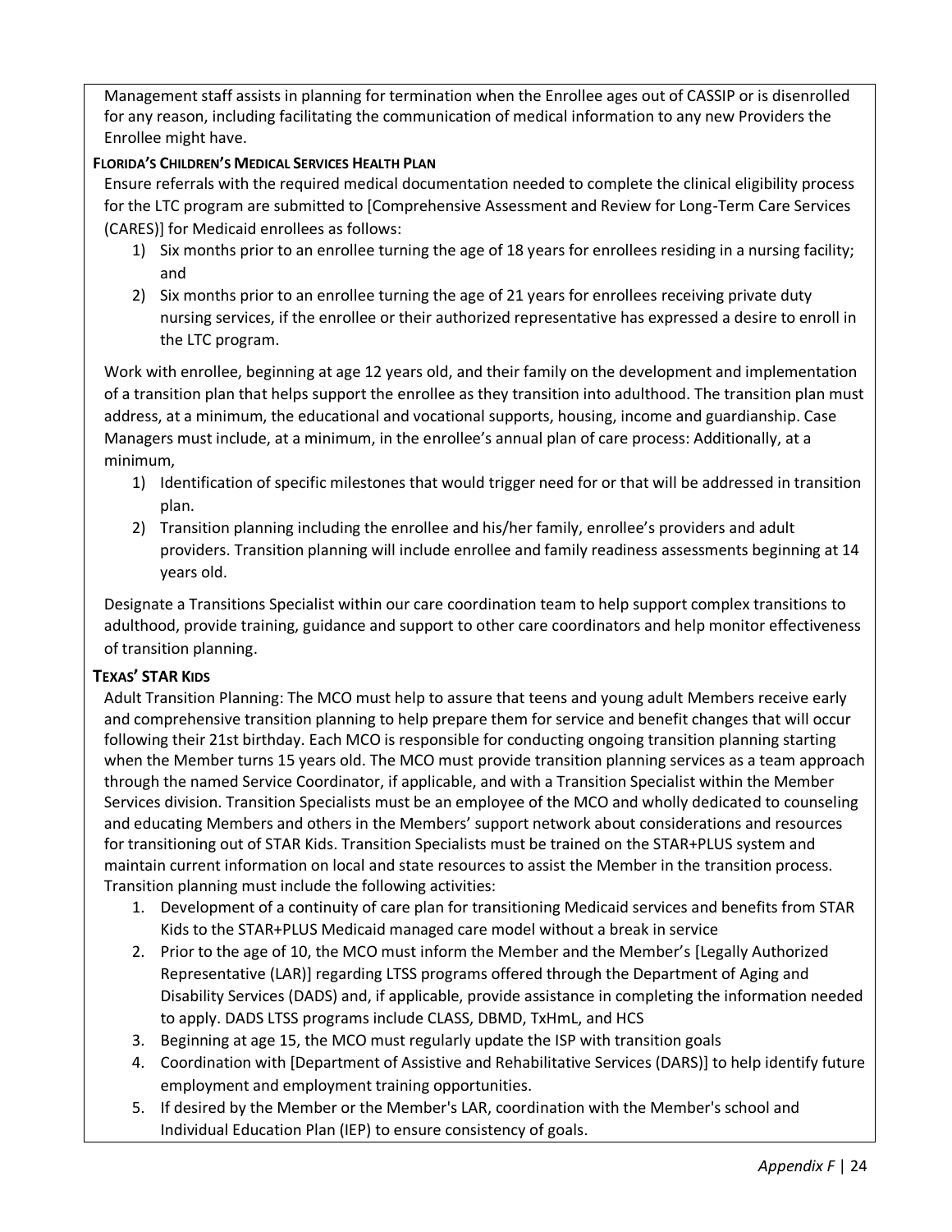Management staff assists in planning for termination when the Enrollee ages out of CASSIP or is disenrolled for any reason, including facilitating the communication of medical information to any new Providers the Enrollee might have.

**FLORIDA'S CHILDREN'S MEDICAL SERVICES HEALTH PLAN**

Ensure referrals with the required medical documentation needed to complete the clinical eligibility process for the LTC program are submitted to [Comprehensive Assessment and Review for Long-Term Care Services (CARES)] for Medicaid enrollees as follows:

1) Six months prior to an enrollee turning the age of 18 years for enrollees residing in a nursing facility; and
2) Six months prior to an enrollee turning the age of 21 years for enrollees receiving private duty nursing services, if the enrollee or their authorized representative has expressed a desire to enroll in the LTC program.

Work with enrollee, beginning at age 12 years old, and their family on the development and implementation of a transition plan that helps support the enrollee as they transition into adulthood. The transition plan must address, at a minimum, the educational and vocational supports, housing, income and guardianship. Case Managers must include, at a minimum, in the enrollee's annual plan of care process: Additionally, at a minimum,

1) Identification of specific milestones that would trigger need for or that will be addressed in transition plan.
2) Transition planning including the enrollee and his/her family, enrollee's providers and adult providers. Transition planning will include enrollee and family readiness assessments beginning at 14 years old.

Designate a Transitions Specialist within our care coordination team to help support complex transitions to adulthood, provide training, guidance and support to other care coordinators and help monitor effectiveness of transition planning.

**TEXAS' STAR KIDS**

Adult Transition Planning: The MCO must help to assure that teens and young adult Members receive early and comprehensive transition planning to help prepare them for service and benefit changes that will occur following their 21st birthday. Each MCO is responsible for conducting ongoing transition planning starting when the Member turns 15 years old. The MCO must provide transition planning services as a team approach through the named Service Coordinator, if applicable, and with a Transition Specialist within the Member Services division. Transition Specialists must be an employee of the MCO and wholly dedicated to counseling and educating Members and others in the Members' support network about considerations and resources for transitioning out of STAR Kids. Transition Specialists must be trained on the STAR+PLUS system and maintain current information on local and state resources to assist the Member in the transition process. Transition planning must include the following activities:

1. Development of a continuity of care plan for transitioning Medicaid services and benefits from STAR Kids to the STAR+PLUS Medicaid managed care model without a break in service
2. Prior to the age of 10, the MCO must inform the Member and the Member's [Legally Authorized Representative (LAR)] regarding LTSS programs offered through the Department of Aging and Disability Services (DADS) and, if applicable, provide assistance in completing the information needed to apply. DADS LTSS programs include CLASS, DBMD, TxHmL, and HCS
3. Beginning at age 15, the MCO must regularly update the ISP with transition goals
4. Coordination with [Department of Assistive and Rehabilitative Services (DARS)] to help identify future employment and employment training opportunities.
5. If desired by the Member or the Member's LAR, coordination with the Member's school and Individual Education Plan (IEP) to ensure consistency of goals.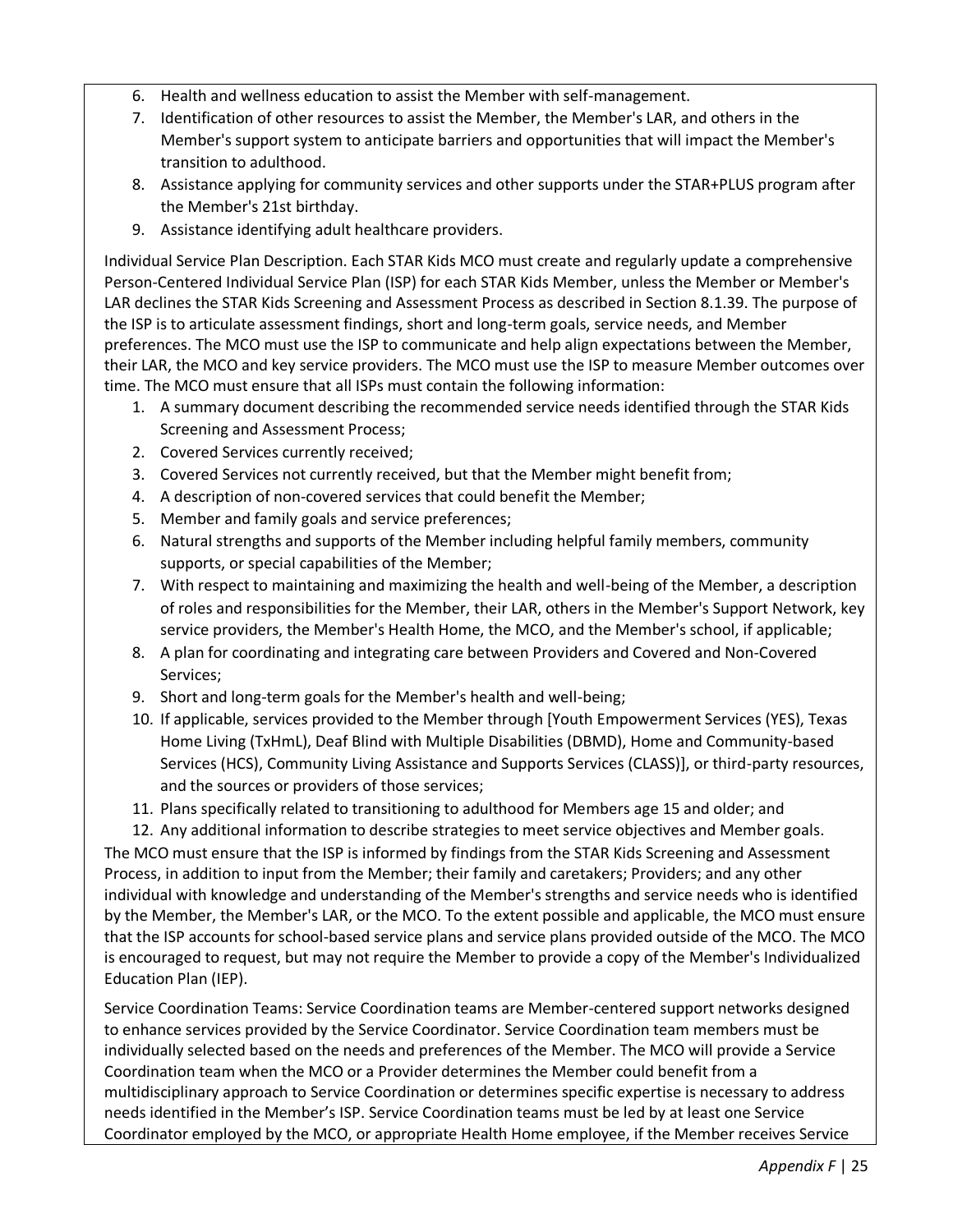6. Health and wellness education to assist the Member with self-management.
7. Identification of other resources to assist the Member, the Member's LAR, and others in the Member's support system to anticipate barriers and opportunities that will impact the Member's transition to adulthood.
8. Assistance applying for community services and other supports under the STAR+PLUS program after the Member's 21st birthday.
9. Assistance identifying adult healthcare providers.

Individual Service Plan Description. Each STAR Kids MCO must create and regularly update a comprehensive Person-Centered Individual Service Plan (ISP) for each STAR Kids Member, unless the Member or Member's LAR declines the STAR Kids Screening and Assessment Process as described in Section 8.1.39. The purpose of the ISP is to articulate assessment findings, short and long-term goals, service needs, and Member preferences. The MCO must use the ISP to communicate and help align expectations between the Member, their LAR, the MCO and key service providers. The MCO must use the ISP to measure Member outcomes over time. The MCO must ensure that all ISPs must contain the following information:

1. A summary document describing the recommended service needs identified through the STAR Kids Screening and Assessment Process;
2. Covered Services currently received;
3. Covered Services not currently received, but that the Member might benefit from;
4. A description of non-covered services that could benefit the Member;
5. Member and family goals and service preferences;
6. Natural strengths and supports of the Member including helpful family members, community supports, or special capabilities of the Member;
7. With respect to maintaining and maximizing the health and well-being of the Member, a description of roles and responsibilities for the Member, their LAR, others in the Member's Support Network, key service providers, the Member's Health Home, the MCO, and the Member's school, if applicable;
8. A plan for coordinating and integrating care between Providers and Covered and Non-Covered Services;
9. Short and long-term goals for the Member's health and well-being;
10. If applicable, services provided to the Member through [Youth Empowerment Services (YES), Texas Home Living (TxHmL), Deaf Blind with Multiple Disabilities (DBMD), Home and Community-based Services (HCS), Community Living Assistance and Supports Services (CLASS)], or third-party resources, and the sources or providers of those services;
11. Plans specifically related to transitioning to adulthood for Members age 15 and older; and
12. Any additional information to describe strategies to meet service objectives and Member goals.

The MCO must ensure that the ISP is informed by findings from the STAR Kids Screening and Assessment Process, in addition to input from the Member; their family and caretakers; Providers; and any other individual with knowledge and understanding of the Member's strengths and service needs who is identified by the Member, the Member's LAR, or the MCO. To the extent possible and applicable, the MCO must ensure that the ISP accounts for school-based service plans and service plans provided outside of the MCO. The MCO is encouraged to request, but may not require the Member to provide a copy of the Member's Individualized Education Plan (IEP).

Service Coordination Teams: Service Coordination teams are Member-centered support networks designed to enhance services provided by the Service Coordinator. Service Coordination team members must be individually selected based on the needs and preferences of the Member. The MCO will provide a Service Coordination team when the MCO or a Provider determines the Member could benefit from a multidisciplinary approach to Service Coordination or determines specific expertise is necessary to address needs identified in the Member's ISP. Service Coordination teams must be led by at least one Service Coordinator employed by the MCO, or appropriate Health Home employee, if the Member receives Service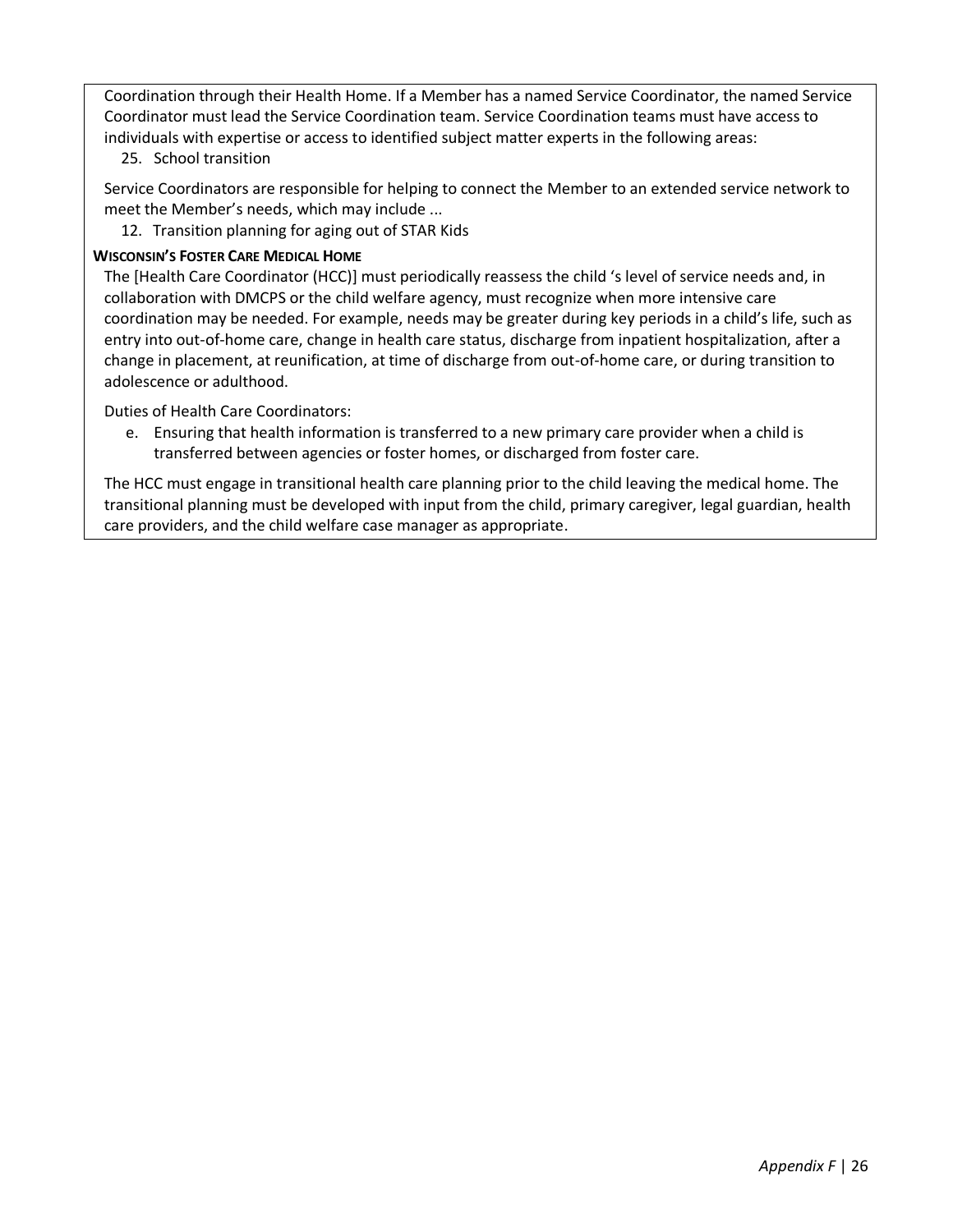Coordination through their Health Home. If a Member has a named Service Coordinator, the named Service Coordinator must lead the Service Coordination team. Service Coordination teams must have access to individuals with expertise or access to identified subject matter experts in the following areas:

25. School transition

Service Coordinators are responsible for helping to connect the Member to an extended service network to meet the Member's needs, which may include ...

12. Transition planning for aging out of STAR Kids

**WISCONSIN'S FOSTER CARE MEDICAL HOME**

The [Health Care Coordinator (HCC)] must periodically reassess the child 's level of service needs and, in collaboration with DMCPS or the child welfare agency, must recognize when more intensive care coordination may be needed. For example, needs may be greater during key periods in a child's life, such as entry into out-of-home care, change in health care status, discharge from inpatient hospitalization, after a change in placement, at reunification, at time of discharge from out-of-home care, or during transition to adolescence or adulthood.

Duties of Health Care Coordinators:

e. Ensuring that health information is transferred to a new primary care provider when a child is transferred between agencies or foster homes, or discharged from foster care.

The HCC must engage in transitional health care planning prior to the child leaving the medical home. The transitional planning must be developed with input from the child, primary caregiver, legal guardian, health care providers, and the child welfare case manager as appropriate.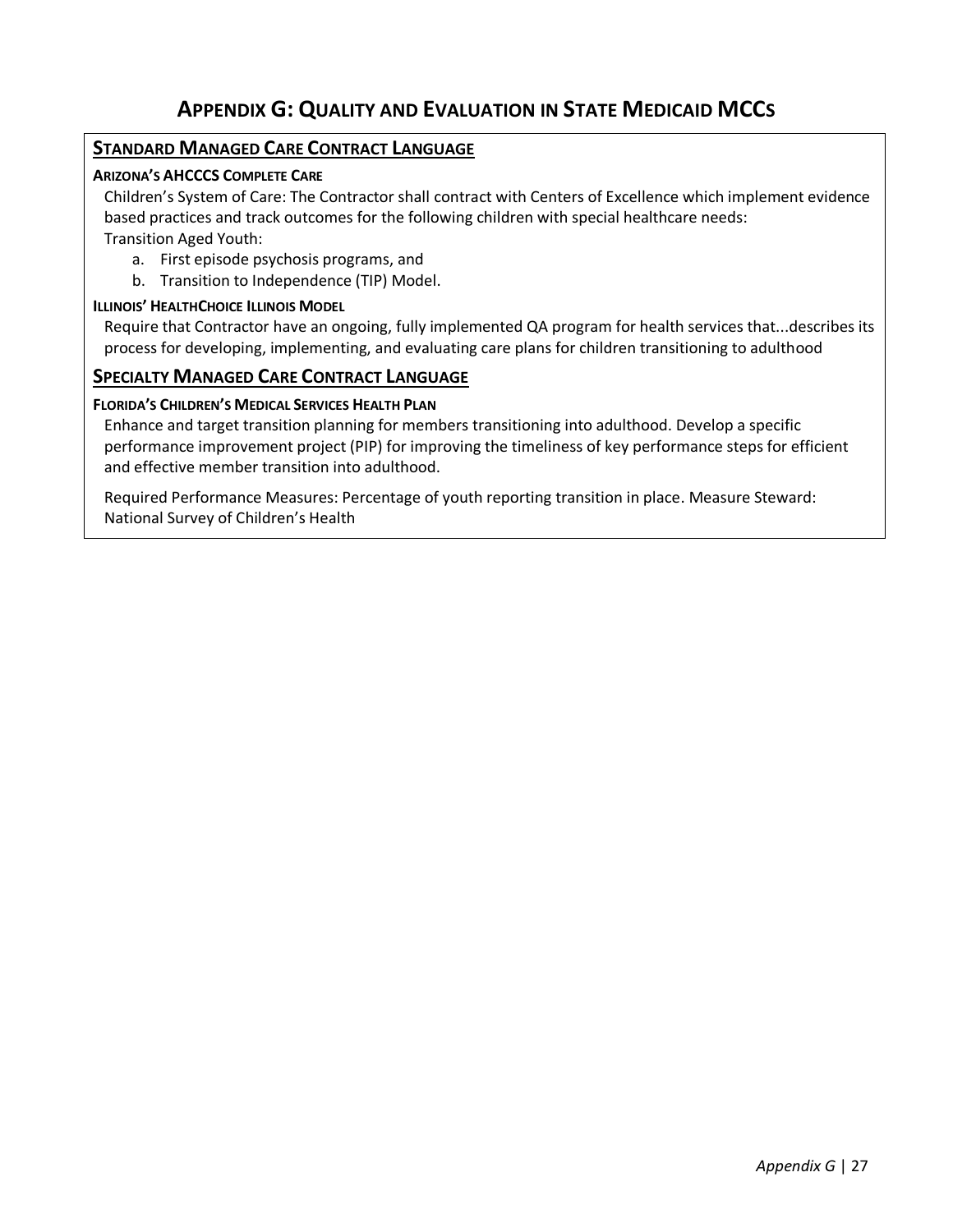# Appendix G: Quality and Evaluation in State Medicaid MCCs

## Standard Managed Care Contract Language

**Arizona's AHCCCS Complete Care**

Children's System of Care: The Contractor shall contract with Centers of Excellence which implement evidence based practices and track outcomes for the following children with special healthcare needs:
Transition Aged Youth:

a. First episode psychosis programs, and
b. Transition to Independence (TIP) Model.

**Illinois' HealthChoice Illinois Model**

Require that Contractor have an ongoing, fully implemented QA program for health services that...describes its process for developing, implementing, and evaluating care plans for children transitioning to adulthood

## Specialty Managed Care Contract Language

**Florida's Children's Medical Services Health Plan**

Enhance and target transition planning for members transitioning into adulthood. Develop a specific performance improvement project (PIP) for improving the timeliness of key performance steps for efficient and effective member transition into adulthood.

Required Performance Measures: Percentage of youth reporting transition in place. Measure Steward: National Survey of Children's Health